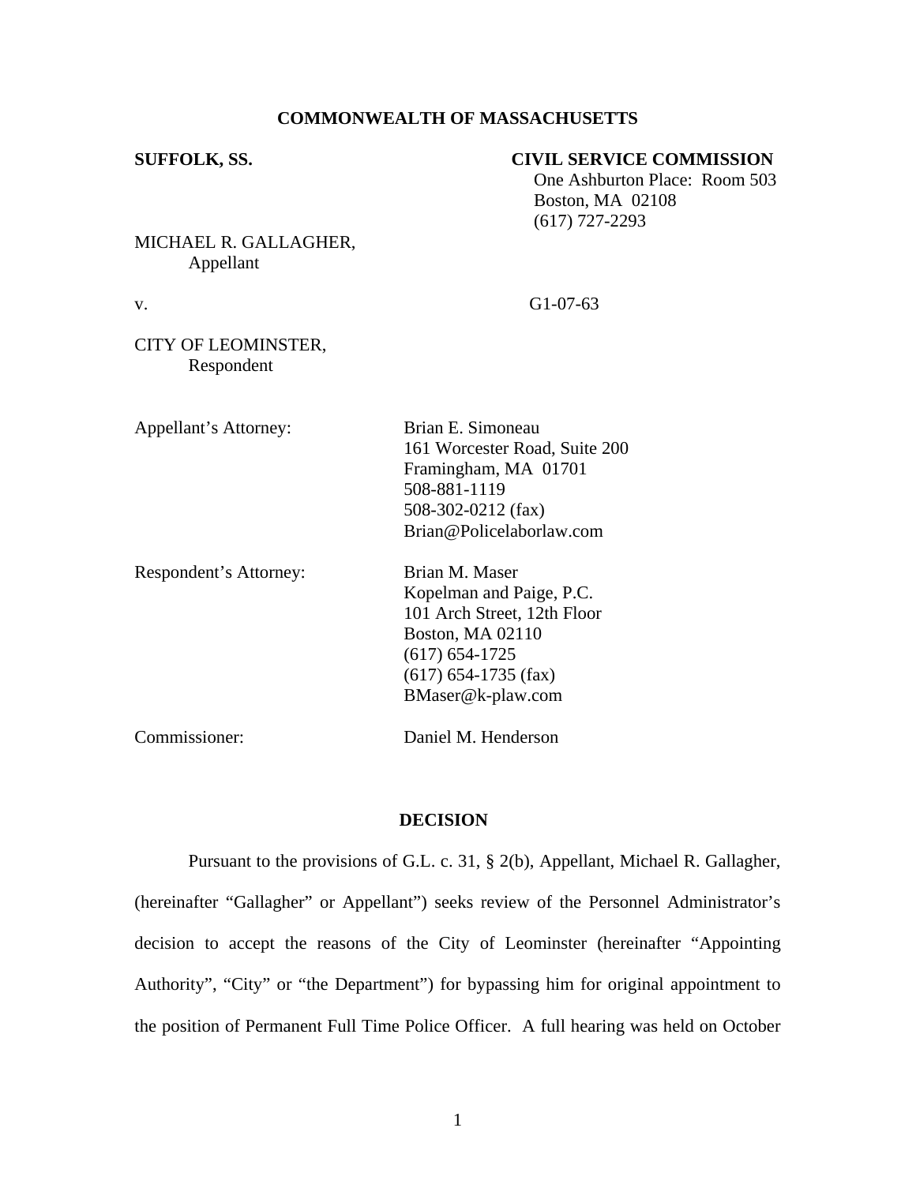# COMMONWEALTH OF MASSACHUSETTS

**SUFFOLK, SS.**

**CIVIL SERVICE COMMISSION**
One Ashburton Place: Room 503
Boston, MA 02108
(617) 727-2293

MICHAEL R. GALLAGHER,
Appellant

v.

G1-07-63

CITY OF LEOMINSTER,
Respondent

Appellant's Attorney:
Brian E. Simoneau
161 Worcester Road, Suite 200
Framingham, MA 01701
508-881-1119
508-302-0212 (fax)
Brian@Policelaborlaw.com

Respondent's Attorney:
Brian M. Maser
Kopelman and Paige, P.C.
101 Arch Street, 12th Floor
Boston, MA 02110
(617) 654-1725
(617) 654-1735 (fax)
BMaser@k-plaw.com

Commissioner:
Daniel M. Henderson

## DECISION

Pursuant to the provisions of G.L. c. 31, § 2(b), Appellant, Michael R. Gallagher, (hereinafter "Gallagher" or Appellant") seeks review of the Personnel Administrator's decision to accept the reasons of the City of Leominster (hereinafter "Appointing Authority", "City" or "the Department") for bypassing him for original appointment to the position of Permanent Full Time Police Officer. A full hearing was held on October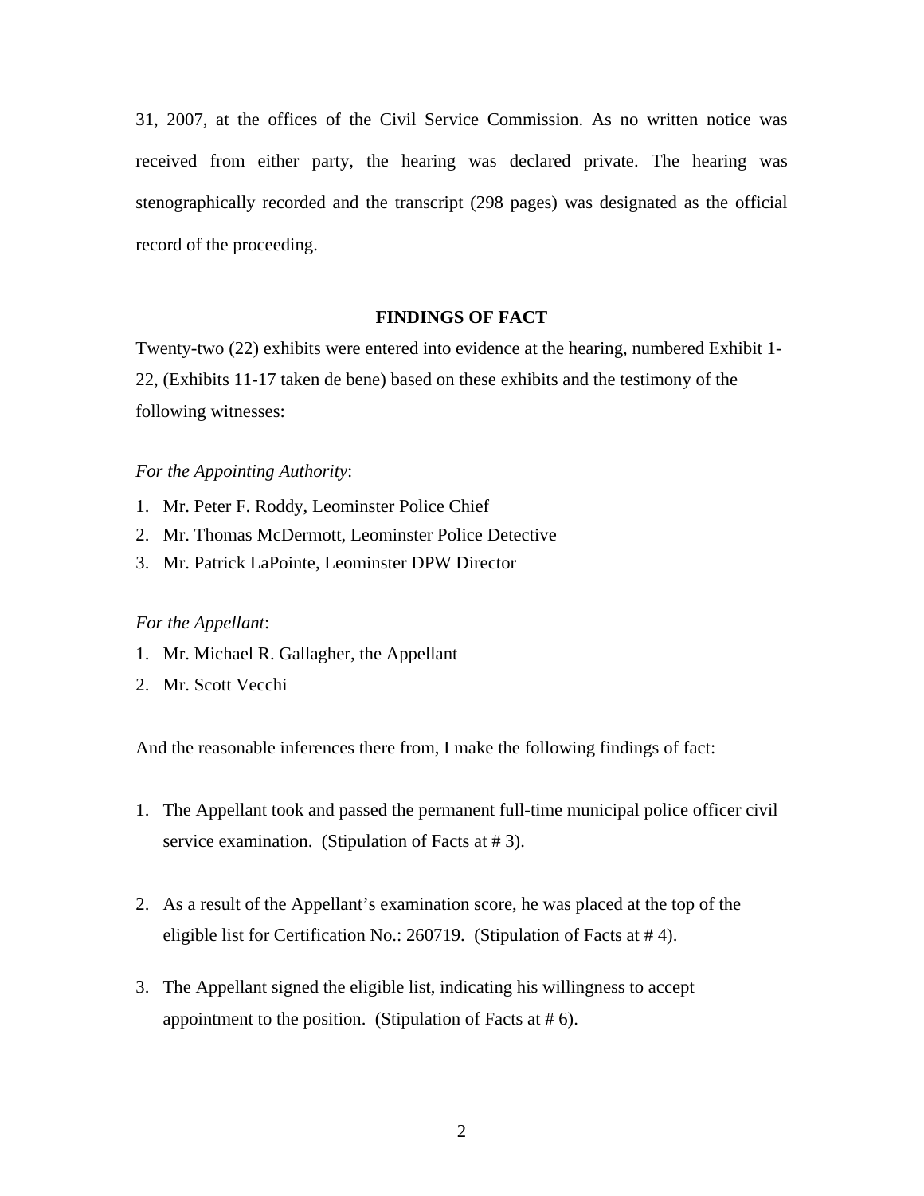31, 2007, at the offices of the Civil Service Commission. As no written notice was received from either party, the hearing was declared private. The hearing was stenographically recorded and the transcript (298 pages) was designated as the official record of the proceeding.

## FINDINGS OF FACT

Twenty-two (22) exhibits were entered into evidence at the hearing, numbered Exhibit 1-22, (Exhibits 11-17 taken de bene) based on these exhibits and the testimony of the following witnesses:

*For the Appointing Authority*:

1. Mr. Peter F. Roddy, Leominster Police Chief
2. Mr. Thomas McDermott, Leominster Police Detective
3. Mr. Patrick LaPointe, Leominster DPW Director

*For the Appellant*:

1. Mr. Michael R. Gallagher, the Appellant
2. Mr. Scott Vecchi

And the reasonable inferences there from, I make the following findings of fact:

1. The Appellant took and passed the permanent full-time municipal police officer civil service examination. (Stipulation of Facts at # 3).

2. As a result of the Appellant's examination score, he was placed at the top of the eligible list for Certification No.: 260719. (Stipulation of Facts at # 4).

3. The Appellant signed the eligible list, indicating his willingness to accept appointment to the position. (Stipulation of Facts at # 6).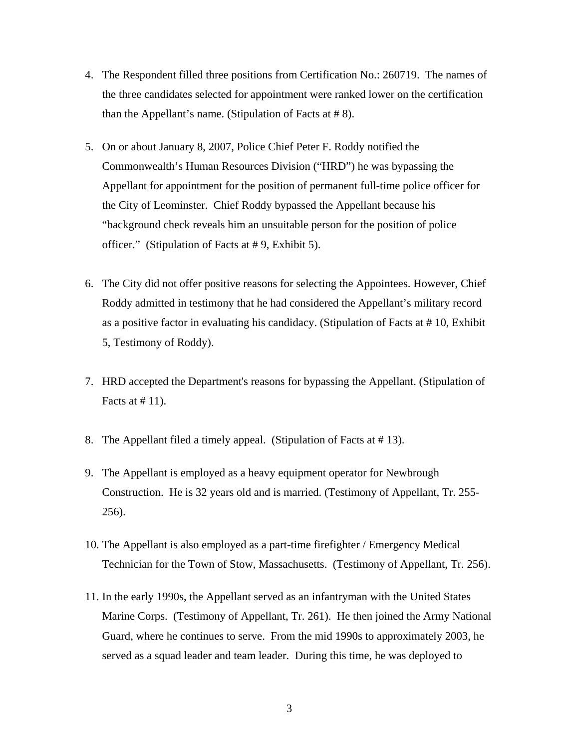4. The Respondent filled three positions from Certification No.: 260719. The names of the three candidates selected for appointment were ranked lower on the certification than the Appellant's name. (Stipulation of Facts at # 8).

5. On or about January 8, 2007, Police Chief Peter F. Roddy notified the Commonwealth's Human Resources Division ("HRD") he was bypassing the Appellant for appointment for the position of permanent full-time police officer for the City of Leominster. Chief Roddy bypassed the Appellant because his "background check reveals him an unsuitable person for the position of police officer." (Stipulation of Facts at # 9, Exhibit 5).

6. The City did not offer positive reasons for selecting the Appointees. However, Chief Roddy admitted in testimony that he had considered the Appellant's military record as a positive factor in evaluating his candidacy. (Stipulation of Facts at # 10, Exhibit 5, Testimony of Roddy).

7. HRD accepted the Department's reasons for bypassing the Appellant. (Stipulation of Facts at # 11).

8. The Appellant filed a timely appeal. (Stipulation of Facts at # 13).

9. The Appellant is employed as a heavy equipment operator for Newbrough Construction. He is 32 years old and is married. (Testimony of Appellant, Tr. 255-256).

10. The Appellant is also employed as a part-time firefighter / Emergency Medical Technician for the Town of Stow, Massachusetts. (Testimony of Appellant, Tr. 256).

11. In the early 1990s, the Appellant served as an infantryman with the United States Marine Corps. (Testimony of Appellant, Tr. 261). He then joined the Army National Guard, where he continues to serve. From the mid 1990s to approximately 2003, he served as a squad leader and team leader. During this time, he was deployed to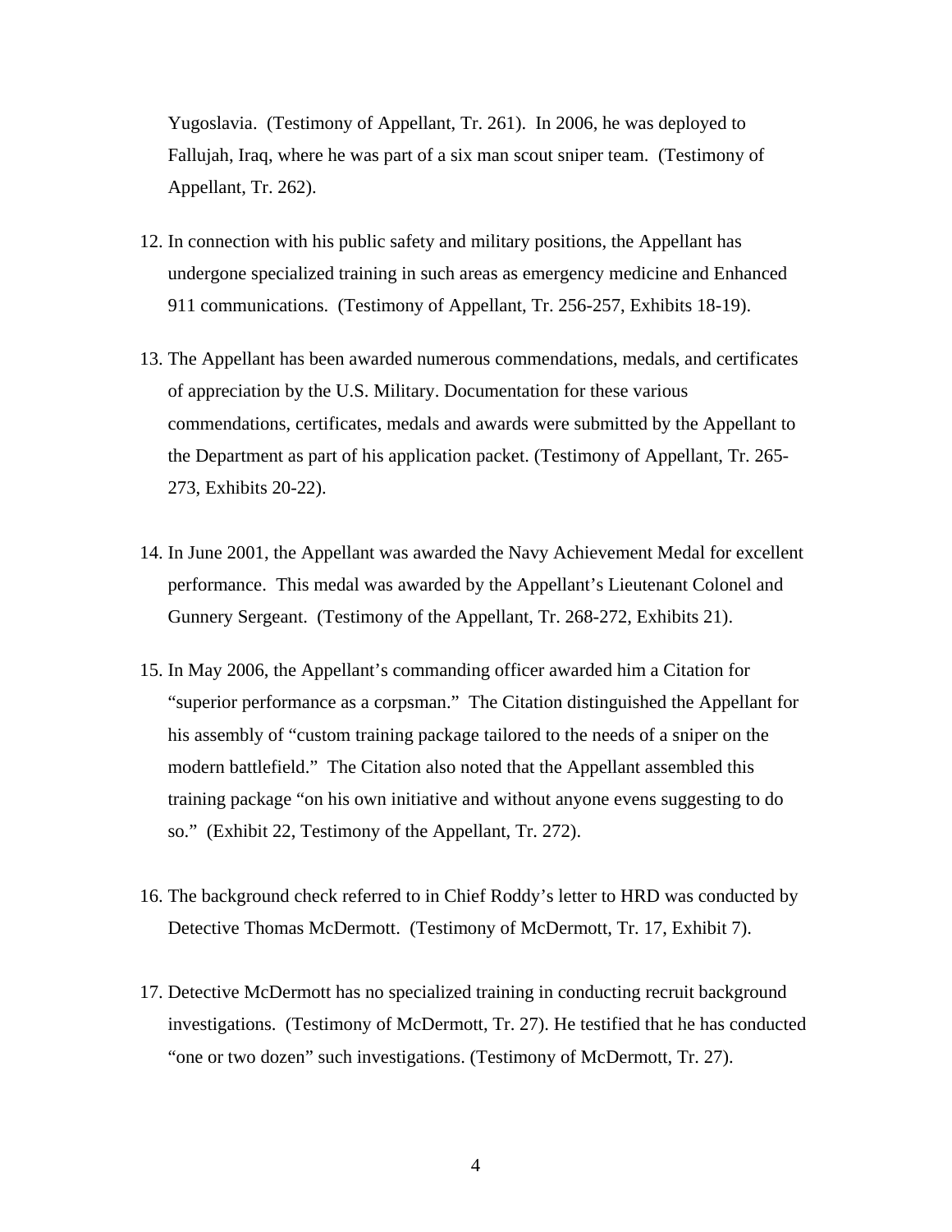Yugoslavia. (Testimony of Appellant, Tr. 261). In 2006, he was deployed to Fallujah, Iraq, where he was part of a six man scout sniper team. (Testimony of Appellant, Tr. 262).

12. In connection with his public safety and military positions, the Appellant has undergone specialized training in such areas as emergency medicine and Enhanced 911 communications. (Testimony of Appellant, Tr. 256-257, Exhibits 18-19).

13. The Appellant has been awarded numerous commendations, medals, and certificates of appreciation by the U.S. Military. Documentation for these various commendations, certificates, medals and awards were submitted by the Appellant to the Department as part of his application packet. (Testimony of Appellant, Tr. 265-273, Exhibits 20-22).

14. In June 2001, the Appellant was awarded the Navy Achievement Medal for excellent performance. This medal was awarded by the Appellant's Lieutenant Colonel and Gunnery Sergeant. (Testimony of the Appellant, Tr. 268-272, Exhibits 21).

15. In May 2006, the Appellant's commanding officer awarded him a Citation for "superior performance as a corpsman." The Citation distinguished the Appellant for his assembly of "custom training package tailored to the needs of a sniper on the modern battlefield." The Citation also noted that the Appellant assembled this training package "on his own initiative and without anyone evens suggesting to do so." (Exhibit 22, Testimony of the Appellant, Tr. 272).

16. The background check referred to in Chief Roddy's letter to HRD was conducted by Detective Thomas McDermott. (Testimony of McDermott, Tr. 17, Exhibit 7).

17. Detective McDermott has no specialized training in conducting recruit background investigations. (Testimony of McDermott, Tr. 27). He testified that he has conducted "one or two dozen" such investigations. (Testimony of McDermott, Tr. 27).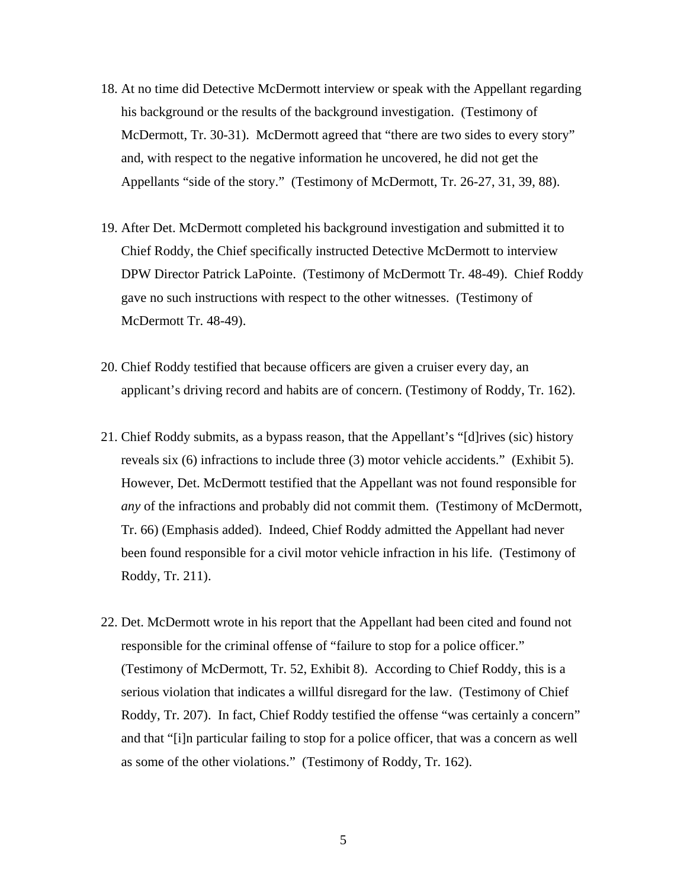18. At no time did Detective McDermott interview or speak with the Appellant regarding his background or the results of the background investigation. (Testimony of McDermott, Tr. 30-31). McDermott agreed that "there are two sides to every story" and, with respect to the negative information he uncovered, he did not get the Appellants "side of the story." (Testimony of McDermott, Tr. 26-27, 31, 39, 88).

19. After Det. McDermott completed his background investigation and submitted it to Chief Roddy, the Chief specifically instructed Detective McDermott to interview DPW Director Patrick LaPointe. (Testimony of McDermott Tr. 48-49). Chief Roddy gave no such instructions with respect to the other witnesses. (Testimony of McDermott Tr. 48-49).

20. Chief Roddy testified that because officers are given a cruiser every day, an applicant's driving record and habits are of concern. (Testimony of Roddy, Tr. 162).

21. Chief Roddy submits, as a bypass reason, that the Appellant's "[d]rives (sic) history reveals six (6) infractions to include three (3) motor vehicle accidents." (Exhibit 5). However, Det. McDermott testified that the Appellant was not found responsible for *any* of the infractions and probably did not commit them. (Testimony of McDermott, Tr. 66) (Emphasis added). Indeed, Chief Roddy admitted the Appellant had never been found responsible for a civil motor vehicle infraction in his life. (Testimony of Roddy, Tr. 211).

22. Det. McDermott wrote in his report that the Appellant had been cited and found not responsible for the criminal offense of "failure to stop for a police officer." (Testimony of McDermott, Tr. 52, Exhibit 8). According to Chief Roddy, this is a serious violation that indicates a willful disregard for the law. (Testimony of Chief Roddy, Tr. 207). In fact, Chief Roddy testified the offense "was certainly a concern" and that "[i]n particular failing to stop for a police officer, that was a concern as well as some of the other violations." (Testimony of Roddy, Tr. 162).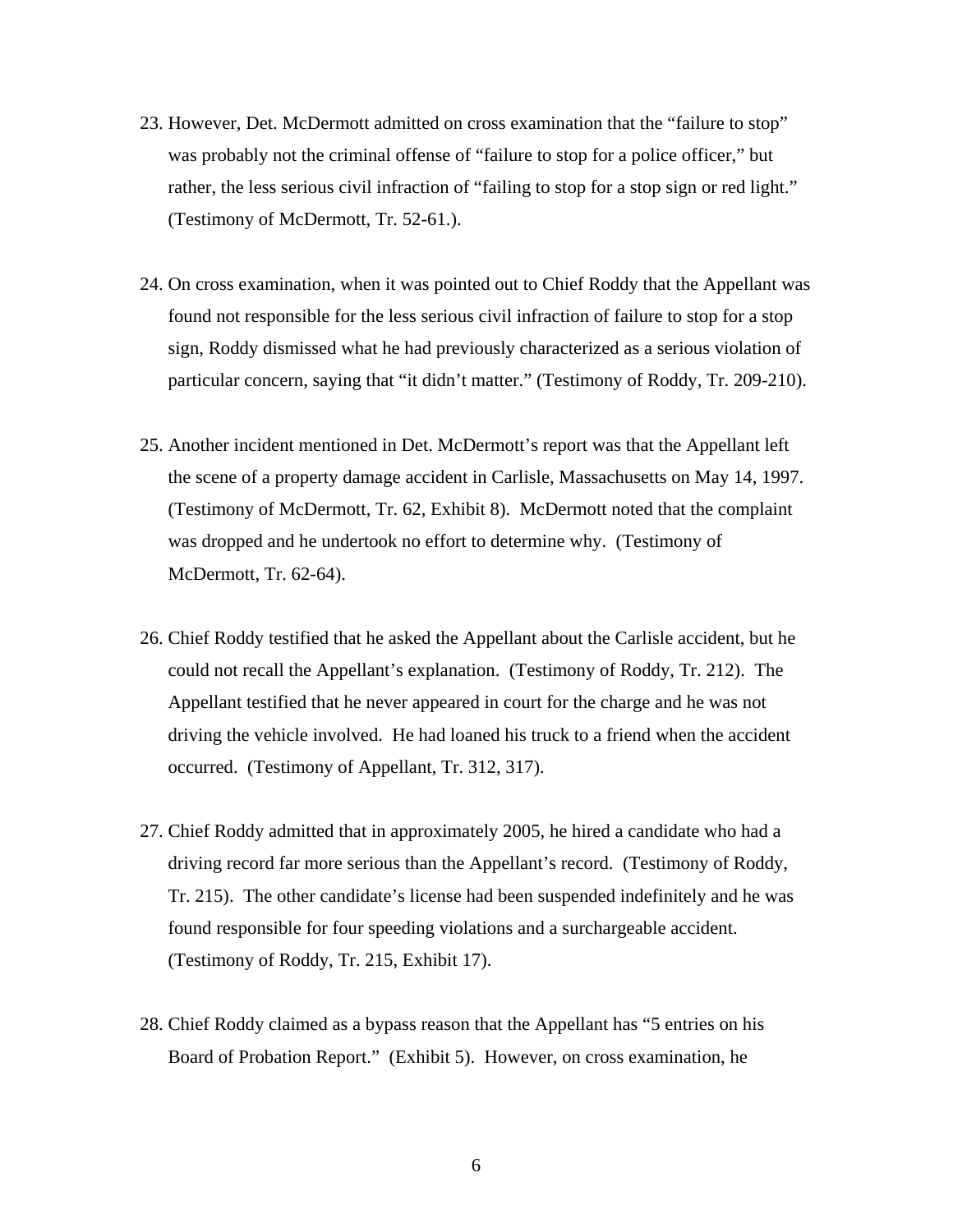23. However, Det. McDermott admitted on cross examination that the "failure to stop" was probably not the criminal offense of "failure to stop for a police officer," but rather, the less serious civil infraction of "failing to stop for a stop sign or red light." (Testimony of McDermott, Tr. 52-61.).

24. On cross examination, when it was pointed out to Chief Roddy that the Appellant was found not responsible for the less serious civil infraction of failure to stop for a stop sign, Roddy dismissed what he had previously characterized as a serious violation of particular concern, saying that "it didn't matter." (Testimony of Roddy, Tr. 209-210).

25. Another incident mentioned in Det. McDermott's report was that the Appellant left the scene of a property damage accident in Carlisle, Massachusetts on May 14, 1997. (Testimony of McDermott, Tr. 62, Exhibit 8). McDermott noted that the complaint was dropped and he undertook no effort to determine why. (Testimony of McDermott, Tr. 62-64).

26. Chief Roddy testified that he asked the Appellant about the Carlisle accident, but he could not recall the Appellant's explanation. (Testimony of Roddy, Tr. 212). The Appellant testified that he never appeared in court for the charge and he was not driving the vehicle involved. He had loaned his truck to a friend when the accident occurred. (Testimony of Appellant, Tr. 312, 317).

27. Chief Roddy admitted that in approximately 2005, he hired a candidate who had a driving record far more serious than the Appellant's record. (Testimony of Roddy, Tr. 215). The other candidate's license had been suspended indefinitely and he was found responsible for four speeding violations and a surchargeable accident. (Testimony of Roddy, Tr. 215, Exhibit 17).

28. Chief Roddy claimed as a bypass reason that the Appellant has "5 entries on his Board of Probation Report." (Exhibit 5). However, on cross examination, he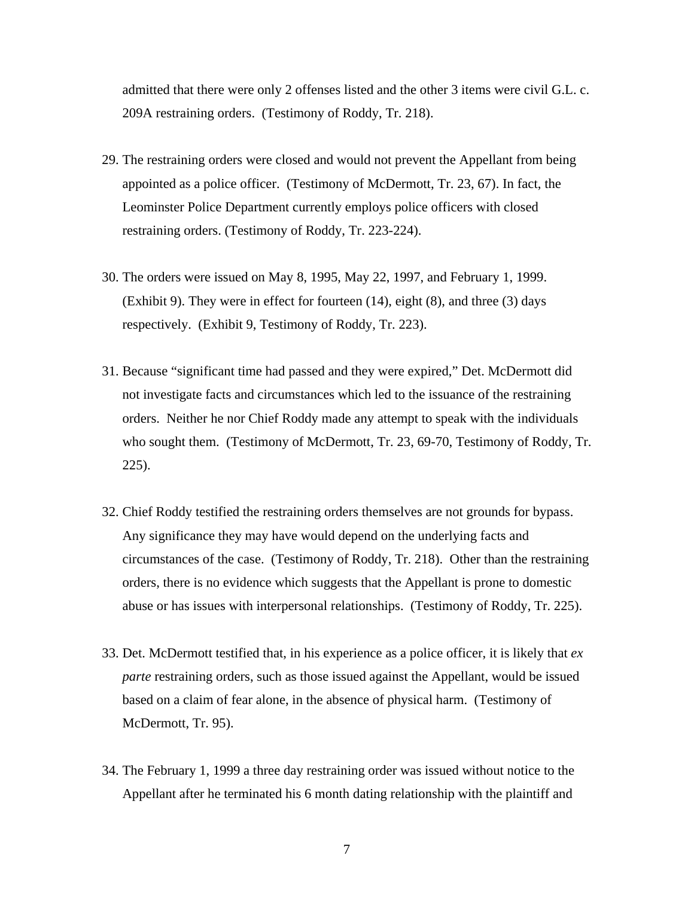admitted that there were only 2 offenses listed and the other 3 items were civil G.L. c. 209A restraining orders. (Testimony of Roddy, Tr. 218).

29. The restraining orders were closed and would not prevent the Appellant from being appointed as a police officer. (Testimony of McDermott, Tr. 23, 67). In fact, the Leominster Police Department currently employs police officers with closed restraining orders. (Testimony of Roddy, Tr. 223-224).

30. The orders were issued on May 8, 1995, May 22, 1997, and February 1, 1999. (Exhibit 9). They were in effect for fourteen (14), eight (8), and three (3) days respectively. (Exhibit 9, Testimony of Roddy, Tr. 223).

31. Because "significant time had passed and they were expired," Det. McDermott did not investigate facts and circumstances which led to the issuance of the restraining orders. Neither he nor Chief Roddy made any attempt to speak with the individuals who sought them. (Testimony of McDermott, Tr. 23, 69-70, Testimony of Roddy, Tr. 225).

32. Chief Roddy testified the restraining orders themselves are not grounds for bypass. Any significance they may have would depend on the underlying facts and circumstances of the case. (Testimony of Roddy, Tr. 218). Other than the restraining orders, there is no evidence which suggests that the Appellant is prone to domestic abuse or has issues with interpersonal relationships. (Testimony of Roddy, Tr. 225).

33. Det. McDermott testified that, in his experience as a police officer, it is likely that *ex parte* restraining orders, such as those issued against the Appellant, would be issued based on a claim of fear alone, in the absence of physical harm. (Testimony of McDermott, Tr. 95).

34. The February 1, 1999 a three day restraining order was issued without notice to the Appellant after he terminated his 6 month dating relationship with the plaintiff and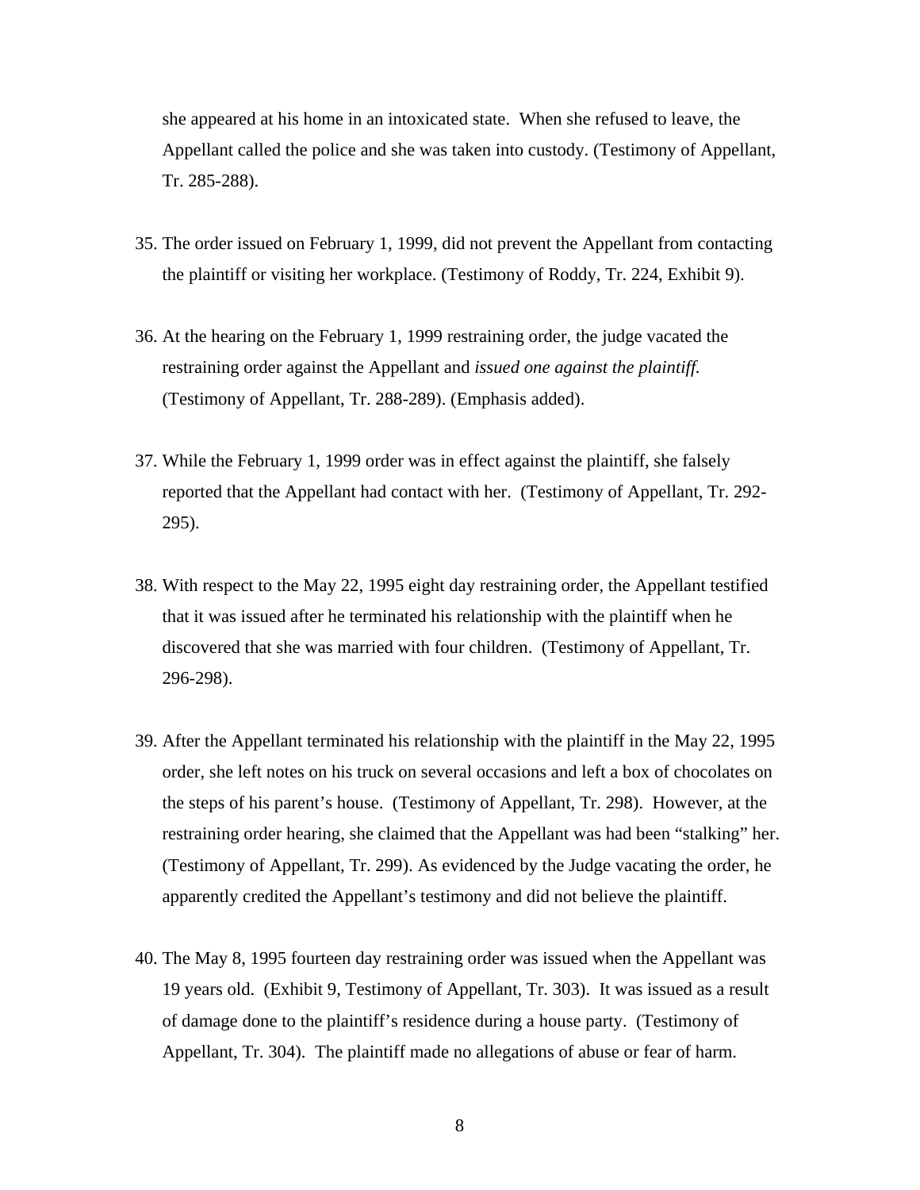she appeared at his home in an intoxicated state. When she refused to leave, the Appellant called the police and she was taken into custody. (Testimony of Appellant, Tr. 285-288).

35. The order issued on February 1, 1999, did not prevent the Appellant from contacting the plaintiff or visiting her workplace. (Testimony of Roddy, Tr. 224, Exhibit 9).

36. At the hearing on the February 1, 1999 restraining order, the judge vacated the restraining order against the Appellant and *issued one against the plaintiff.* (Testimony of Appellant, Tr. 288-289). (Emphasis added).

37. While the February 1, 1999 order was in effect against the plaintiff, she falsely reported that the Appellant had contact with her. (Testimony of Appellant, Tr. 292-295).

38. With respect to the May 22, 1995 eight day restraining order, the Appellant testified that it was issued after he terminated his relationship with the plaintiff when he discovered that she was married with four children. (Testimony of Appellant, Tr. 296-298).

39. After the Appellant terminated his relationship with the plaintiff in the May 22, 1995 order, she left notes on his truck on several occasions and left a box of chocolates on the steps of his parent's house. (Testimony of Appellant, Tr. 298). However, at the restraining order hearing, she claimed that the Appellant was had been "stalking" her. (Testimony of Appellant, Tr. 299). As evidenced by the Judge vacating the order, he apparently credited the Appellant's testimony and did not believe the plaintiff.

40. The May 8, 1995 fourteen day restraining order was issued when the Appellant was 19 years old. (Exhibit 9, Testimony of Appellant, Tr. 303). It was issued as a result of damage done to the plaintiff's residence during a house party. (Testimony of Appellant, Tr. 304). The plaintiff made no allegations of abuse or fear of harm.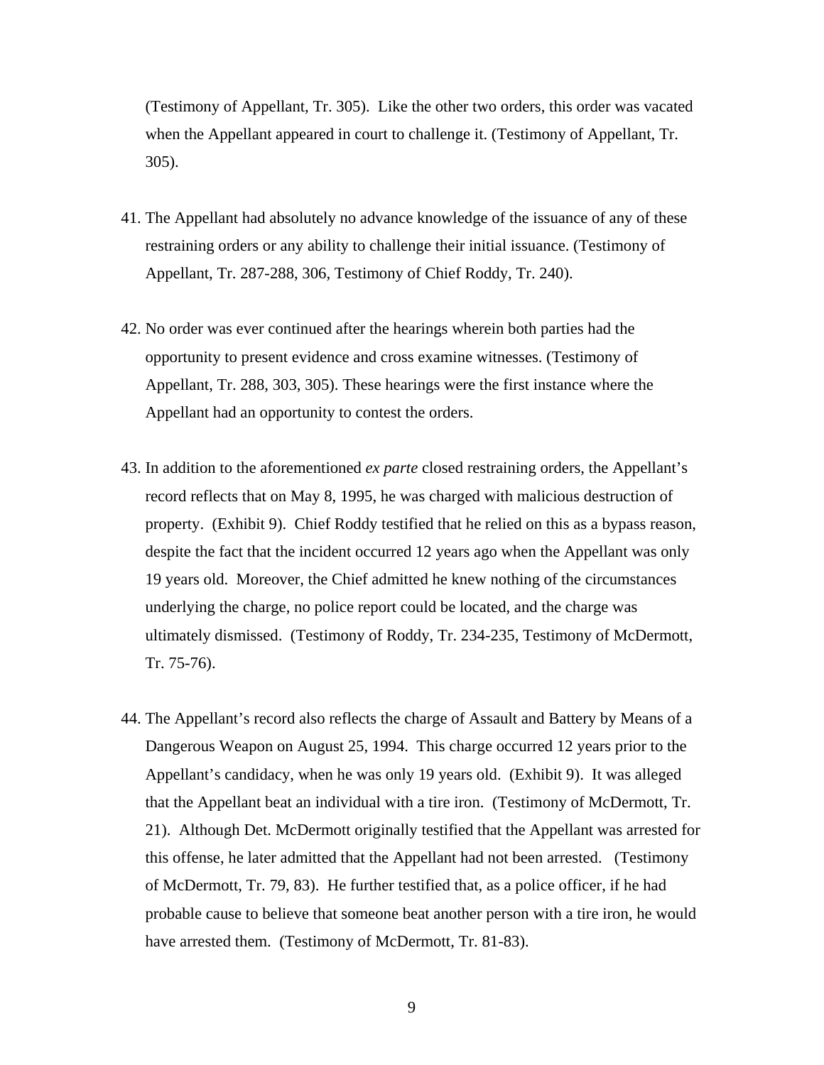(Testimony of Appellant, Tr. 305). Like the other two orders, this order was vacated when the Appellant appeared in court to challenge it. (Testimony of Appellant, Tr. 305).

41. The Appellant had absolutely no advance knowledge of the issuance of any of these restraining orders or any ability to challenge their initial issuance. (Testimony of Appellant, Tr. 287-288, 306, Testimony of Chief Roddy, Tr. 240).

42. No order was ever continued after the hearings wherein both parties had the opportunity to present evidence and cross examine witnesses. (Testimony of Appellant, Tr. 288, 303, 305). These hearings were the first instance where the Appellant had an opportunity to contest the orders.

43. In addition to the aforementioned *ex parte* closed restraining orders, the Appellant's record reflects that on May 8, 1995, he was charged with malicious destruction of property. (Exhibit 9). Chief Roddy testified that he relied on this as a bypass reason, despite the fact that the incident occurred 12 years ago when the Appellant was only 19 years old. Moreover, the Chief admitted he knew nothing of the circumstances underlying the charge, no police report could be located, and the charge was ultimately dismissed. (Testimony of Roddy, Tr. 234-235, Testimony of McDermott, Tr. 75-76).

44. The Appellant's record also reflects the charge of Assault and Battery by Means of a Dangerous Weapon on August 25, 1994. This charge occurred 12 years prior to the Appellant's candidacy, when he was only 19 years old. (Exhibit 9). It was alleged that the Appellant beat an individual with a tire iron. (Testimony of McDermott, Tr. 21). Although Det. McDermott originally testified that the Appellant was arrested for this offense, he later admitted that the Appellant had not been arrested. (Testimony of McDermott, Tr. 79, 83). He further testified that, as a police officer, if he had probable cause to believe that someone beat another person with a tire iron, he would have arrested them. (Testimony of McDermott, Tr. 81-83).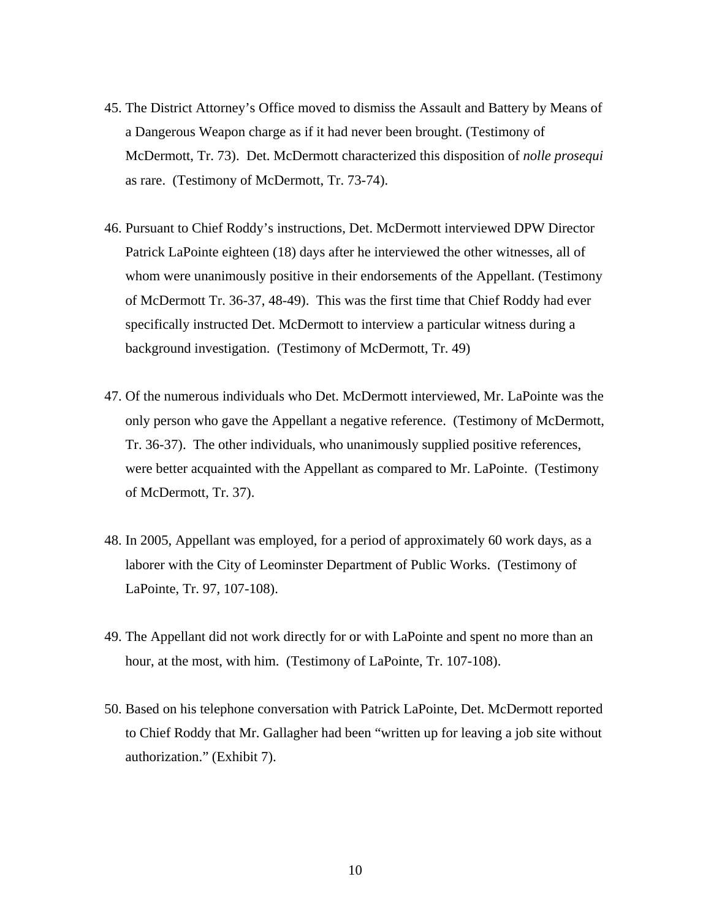45. The District Attorney's Office moved to dismiss the Assault and Battery by Means of a Dangerous Weapon charge as if it had never been brought. (Testimony of McDermott, Tr. 73). Det. McDermott characterized this disposition of *nolle prosequi* as rare. (Testimony of McDermott, Tr. 73-74).

46. Pursuant to Chief Roddy's instructions, Det. McDermott interviewed DPW Director Patrick LaPointe eighteen (18) days after he interviewed the other witnesses, all of whom were unanimously positive in their endorsements of the Appellant. (Testimony of McDermott Tr. 36-37, 48-49). This was the first time that Chief Roddy had ever specifically instructed Det. McDermott to interview a particular witness during a background investigation. (Testimony of McDermott, Tr. 49)

47. Of the numerous individuals who Det. McDermott interviewed, Mr. LaPointe was the only person who gave the Appellant a negative reference. (Testimony of McDermott, Tr. 36-37). The other individuals, who unanimously supplied positive references, were better acquainted with the Appellant as compared to Mr. LaPointe. (Testimony of McDermott, Tr. 37).

48. In 2005, Appellant was employed, for a period of approximately 60 work days, as a laborer with the City of Leominster Department of Public Works. (Testimony of LaPointe, Tr. 97, 107-108).

49. The Appellant did not work directly for or with LaPointe and spent no more than an hour, at the most, with him. (Testimony of LaPointe, Tr. 107-108).

50. Based on his telephone conversation with Patrick LaPointe, Det. McDermott reported to Chief Roddy that Mr. Gallagher had been "written up for leaving a job site without authorization." (Exhibit 7).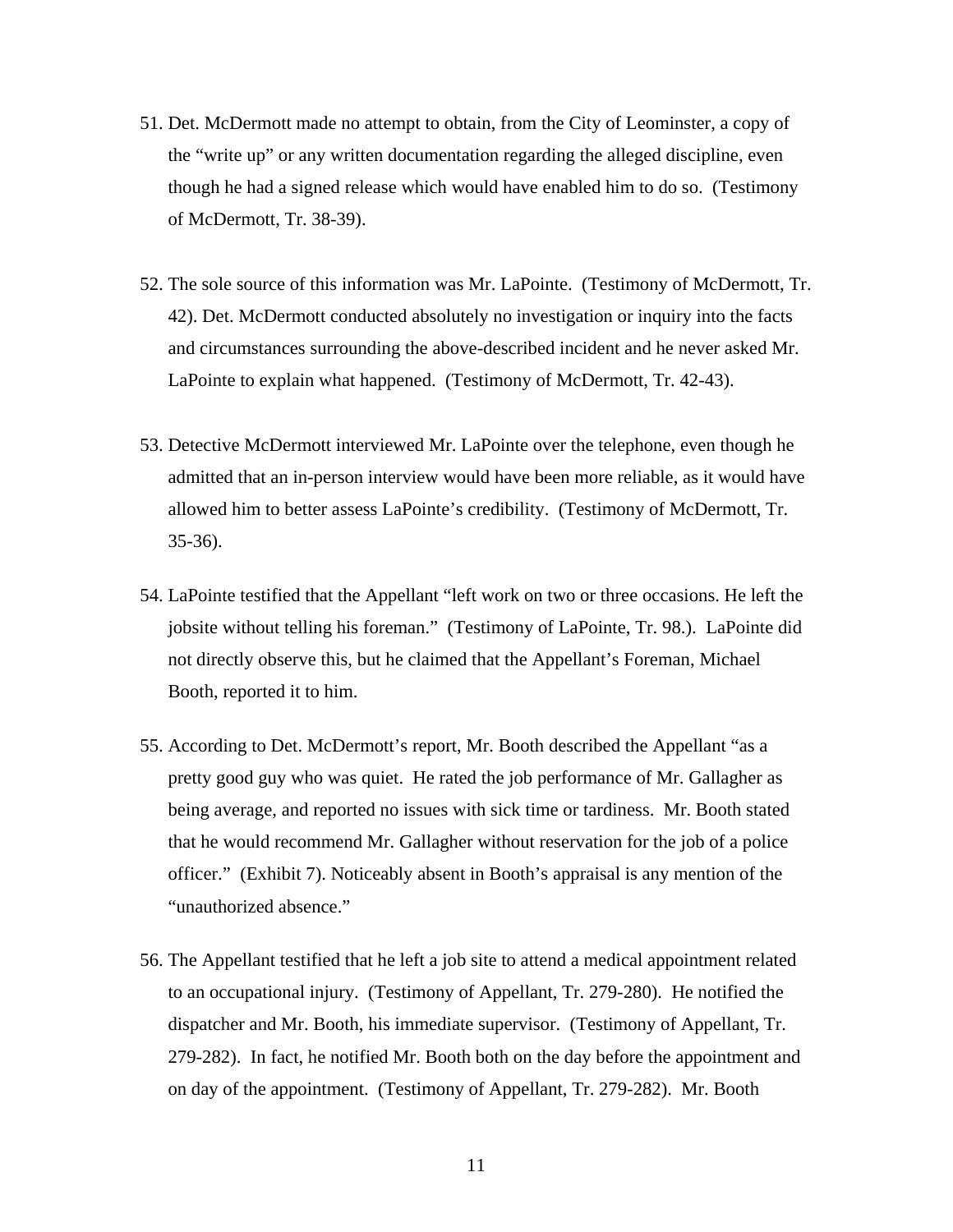51. Det. McDermott made no attempt to obtain, from the City of Leominster, a copy of the "write up" or any written documentation regarding the alleged discipline, even though he had a signed release which would have enabled him to do so. (Testimony of McDermott, Tr. 38-39).

52. The sole source of this information was Mr. LaPointe. (Testimony of McDermott, Tr. 42). Det. McDermott conducted absolutely no investigation or inquiry into the facts and circumstances surrounding the above-described incident and he never asked Mr. LaPointe to explain what happened. (Testimony of McDermott, Tr. 42-43).

53. Detective McDermott interviewed Mr. LaPointe over the telephone, even though he admitted that an in-person interview would have been more reliable, as it would have allowed him to better assess LaPointe's credibility. (Testimony of McDermott, Tr. 35-36).

54. LaPointe testified that the Appellant "left work on two or three occasions. He left the jobsite without telling his foreman." (Testimony of LaPointe, Tr. 98.). LaPointe did not directly observe this, but he claimed that the Appellant's Foreman, Michael Booth, reported it to him.

55. According to Det. McDermott's report, Mr. Booth described the Appellant "as a pretty good guy who was quiet. He rated the job performance of Mr. Gallagher as being average, and reported no issues with sick time or tardiness. Mr. Booth stated that he would recommend Mr. Gallagher without reservation for the job of a police officer." (Exhibit 7). Noticeably absent in Booth's appraisal is any mention of the "unauthorized absence."

56. The Appellant testified that he left a job site to attend a medical appointment related to an occupational injury. (Testimony of Appellant, Tr. 279-280). He notified the dispatcher and Mr. Booth, his immediate supervisor. (Testimony of Appellant, Tr. 279-282). In fact, he notified Mr. Booth both on the day before the appointment and on day of the appointment. (Testimony of Appellant, Tr. 279-282). Mr. Booth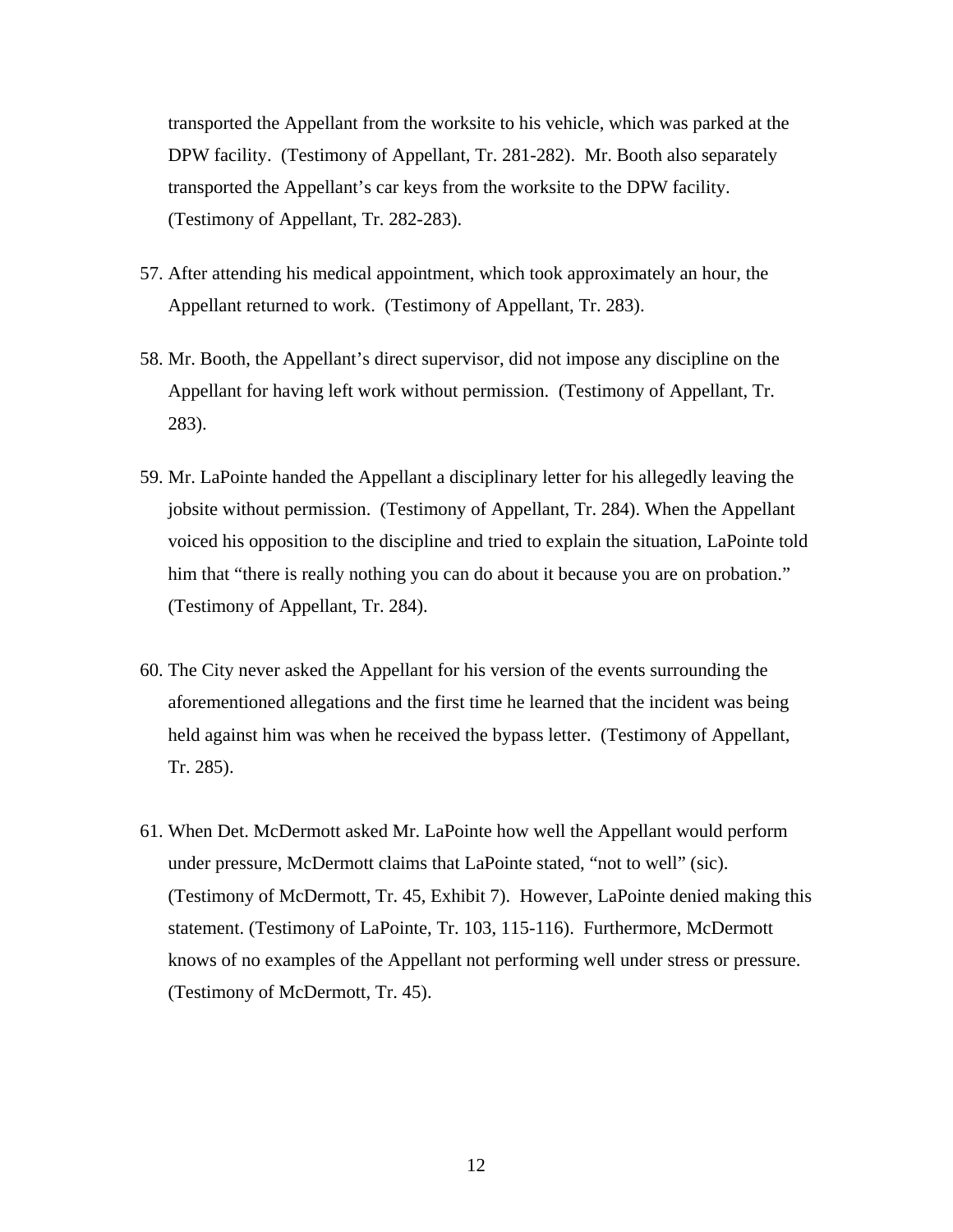transported the Appellant from the worksite to his vehicle, which was parked at the DPW facility. (Testimony of Appellant, Tr. 281-282). Mr. Booth also separately transported the Appellant's car keys from the worksite to the DPW facility. (Testimony of Appellant, Tr. 282-283).

57. After attending his medical appointment, which took approximately an hour, the Appellant returned to work. (Testimony of Appellant, Tr. 283).

58. Mr. Booth, the Appellant's direct supervisor, did not impose any discipline on the Appellant for having left work without permission. (Testimony of Appellant, Tr. 283).

59. Mr. LaPointe handed the Appellant a disciplinary letter for his allegedly leaving the jobsite without permission. (Testimony of Appellant, Tr. 284). When the Appellant voiced his opposition to the discipline and tried to explain the situation, LaPointe told him that "there is really nothing you can do about it because you are on probation." (Testimony of Appellant, Tr. 284).

60. The City never asked the Appellant for his version of the events surrounding the aforementioned allegations and the first time he learned that the incident was being held against him was when he received the bypass letter. (Testimony of Appellant, Tr. 285).

61. When Det. McDermott asked Mr. LaPointe how well the Appellant would perform under pressure, McDermott claims that LaPointe stated, "not to well" (sic). (Testimony of McDermott, Tr. 45, Exhibit 7). However, LaPointe denied making this statement. (Testimony of LaPointe, Tr. 103, 115-116). Furthermore, McDermott knows of no examples of the Appellant not performing well under stress or pressure. (Testimony of McDermott, Tr. 45).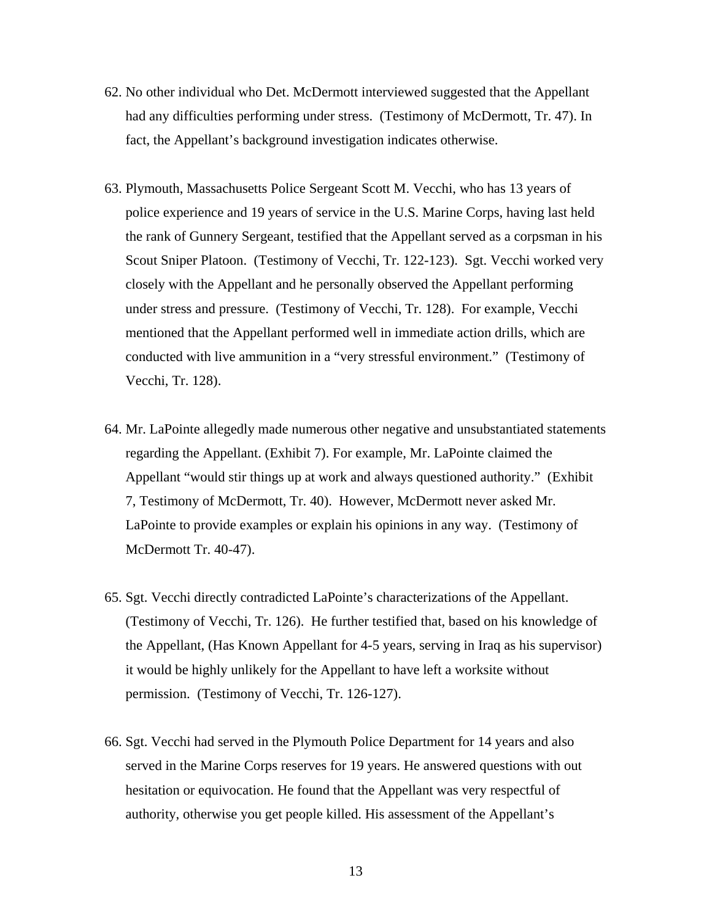62. No other individual who Det. McDermott interviewed suggested that the Appellant had any difficulties performing under stress. (Testimony of McDermott, Tr. 47). In fact, the Appellant's background investigation indicates otherwise.

63. Plymouth, Massachusetts Police Sergeant Scott M. Vecchi, who has 13 years of police experience and 19 years of service in the U.S. Marine Corps, having last held the rank of Gunnery Sergeant, testified that the Appellant served as a corpsman in his Scout Sniper Platoon. (Testimony of Vecchi, Tr. 122-123). Sgt. Vecchi worked very closely with the Appellant and he personally observed the Appellant performing under stress and pressure. (Testimony of Vecchi, Tr. 128). For example, Vecchi mentioned that the Appellant performed well in immediate action drills, which are conducted with live ammunition in a "very stressful environment." (Testimony of Vecchi, Tr. 128).

64. Mr. LaPointe allegedly made numerous other negative and unsubstantiated statements regarding the Appellant. (Exhibit 7). For example, Mr. LaPointe claimed the Appellant "would stir things up at work and always questioned authority." (Exhibit 7, Testimony of McDermott, Tr. 40). However, McDermott never asked Mr. LaPointe to provide examples or explain his opinions in any way. (Testimony of McDermott Tr. 40-47).

65. Sgt. Vecchi directly contradicted LaPointe's characterizations of the Appellant. (Testimony of Vecchi, Tr. 126). He further testified that, based on his knowledge of the Appellant, (Has Known Appellant for 4-5 years, serving in Iraq as his supervisor) it would be highly unlikely for the Appellant to have left a worksite without permission. (Testimony of Vecchi, Tr. 126-127).

66. Sgt. Vecchi had served in the Plymouth Police Department for 14 years and also served in the Marine Corps reserves for 19 years. He answered questions with out hesitation or equivocation. He found that the Appellant was very respectful of authority, otherwise you get people killed. His assessment of the Appellant's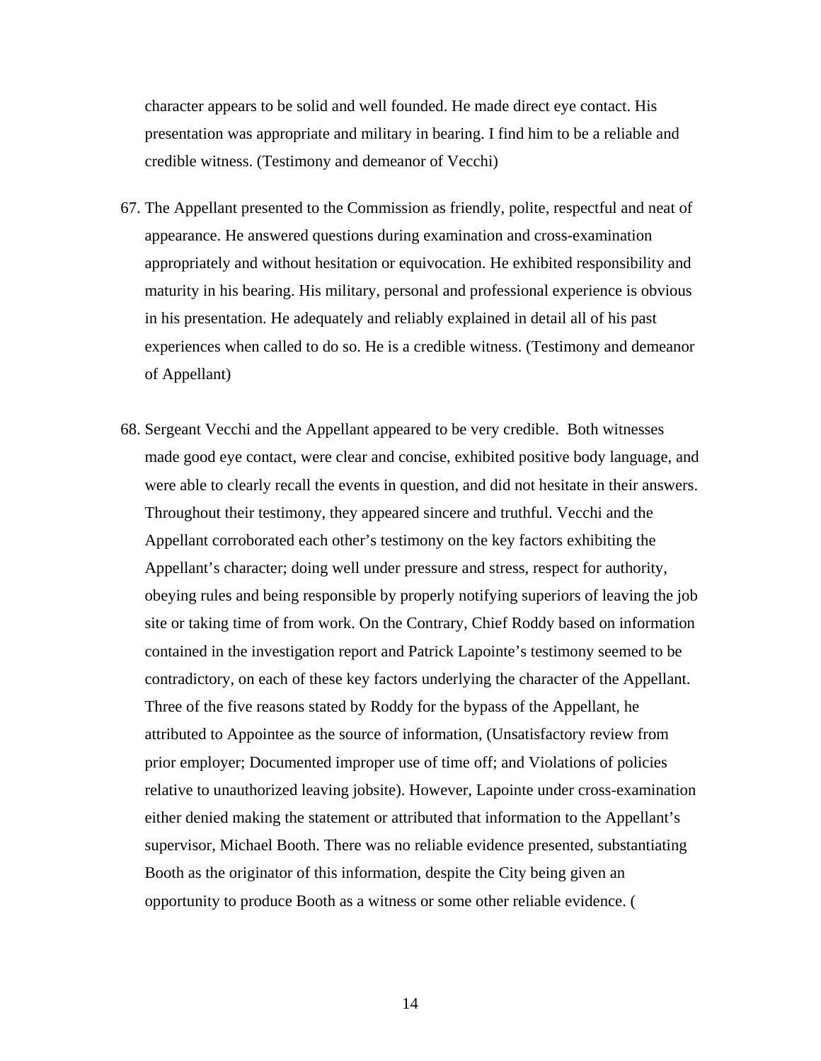character appears to be solid and well founded. He made direct eye contact. His presentation was appropriate and military in bearing. I find him to be a reliable and credible witness. (Testimony and demeanor of Vecchi)

67. The Appellant presented to the Commission as friendly, polite, respectful and neat of appearance. He answered questions during examination and cross-examination appropriately and without hesitation or equivocation. He exhibited responsibility and maturity in his bearing. His military, personal and professional experience is obvious in his presentation. He adequately and reliably explained in detail all of his past experiences when called to do so. He is a credible witness. (Testimony and demeanor of Appellant)

68. Sergeant Vecchi and the Appellant appeared to be very credible. Both witnesses made good eye contact, were clear and concise, exhibited positive body language, and were able to clearly recall the events in question, and did not hesitate in their answers. Throughout their testimony, they appeared sincere and truthful. Vecchi and the Appellant corroborated each other's testimony on the key factors exhibiting the Appellant's character; doing well under pressure and stress, respect for authority, obeying rules and being responsible by properly notifying superiors of leaving the job site or taking time of from work. On the Contrary, Chief Roddy based on information contained in the investigation report and Patrick Lapointe's testimony seemed to be contradictory, on each of these key factors underlying the character of the Appellant. Three of the five reasons stated by Roddy for the bypass of the Appellant, he attributed to Appointee as the source of information, (Unsatisfactory review from prior employer; Documented improper use of time off; and Violations of policies relative to unauthorized leaving jobsite). However, Lapointe under cross-examination either denied making the statement or attributed that information to the Appellant's supervisor, Michael Booth. There was no reliable evidence presented, substantiating Booth as the originator of this information, despite the City being given an opportunity to produce Booth as a witness or some other reliable evidence. (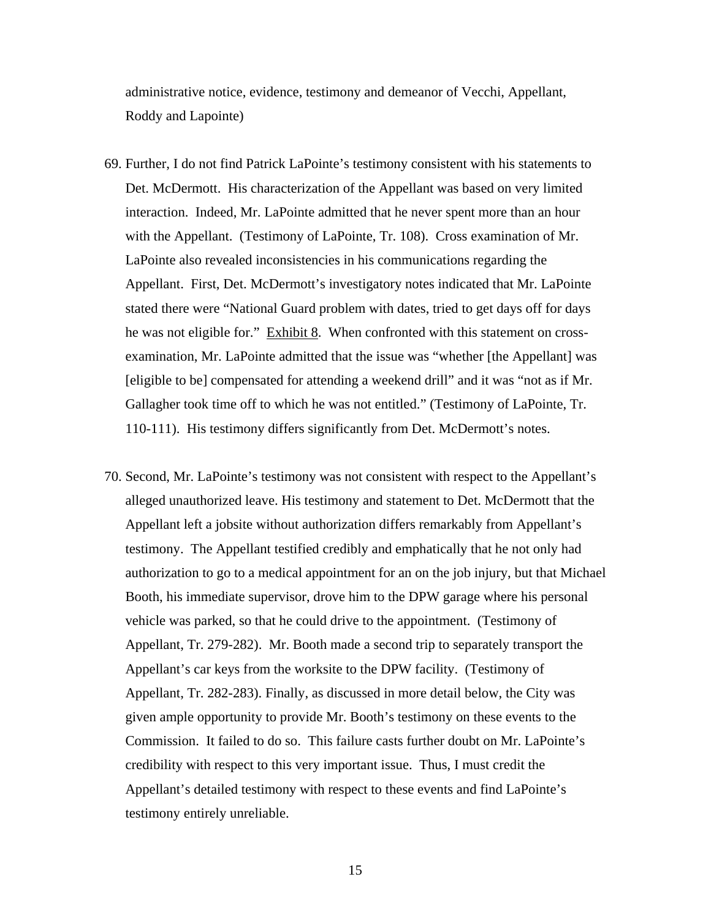administrative notice, evidence, testimony and demeanor of Vecchi, Appellant, Roddy and Lapointe)

69. Further, I do not find Patrick LaPointe's testimony consistent with his statements to Det. McDermott. His characterization of the Appellant was based on very limited interaction. Indeed, Mr. LaPointe admitted that he never spent more than an hour with the Appellant. (Testimony of LaPointe, Tr. 108). Cross examination of Mr. LaPointe also revealed inconsistencies in his communications regarding the Appellant. First, Det. McDermott's investigatory notes indicated that Mr. LaPointe stated there were "National Guard problem with dates, tried to get days off for days he was not eligible for." Exhibit 8. When confronted with this statement on cross-examination, Mr. LaPointe admitted that the issue was "whether [the Appellant] was [eligible to be] compensated for attending a weekend drill" and it was "not as if Mr. Gallagher took time off to which he was not entitled." (Testimony of LaPointe, Tr. 110-111). His testimony differs significantly from Det. McDermott's notes.

70. Second, Mr. LaPointe's testimony was not consistent with respect to the Appellant's alleged unauthorized leave. His testimony and statement to Det. McDermott that the Appellant left a jobsite without authorization differs remarkably from Appellant's testimony. The Appellant testified credibly and emphatically that he not only had authorization to go to a medical appointment for an on the job injury, but that Michael Booth, his immediate supervisor, drove him to the DPW garage where his personal vehicle was parked, so that he could drive to the appointment. (Testimony of Appellant, Tr. 279-282). Mr. Booth made a second trip to separately transport the Appellant's car keys from the worksite to the DPW facility. (Testimony of Appellant, Tr. 282-283). Finally, as discussed in more detail below, the City was given ample opportunity to provide Mr. Booth's testimony on these events to the Commission. It failed to do so. This failure casts further doubt on Mr. LaPointe's credibility with respect to this very important issue. Thus, I must credit the Appellant's detailed testimony with respect to these events and find LaPointe's testimony entirely unreliable.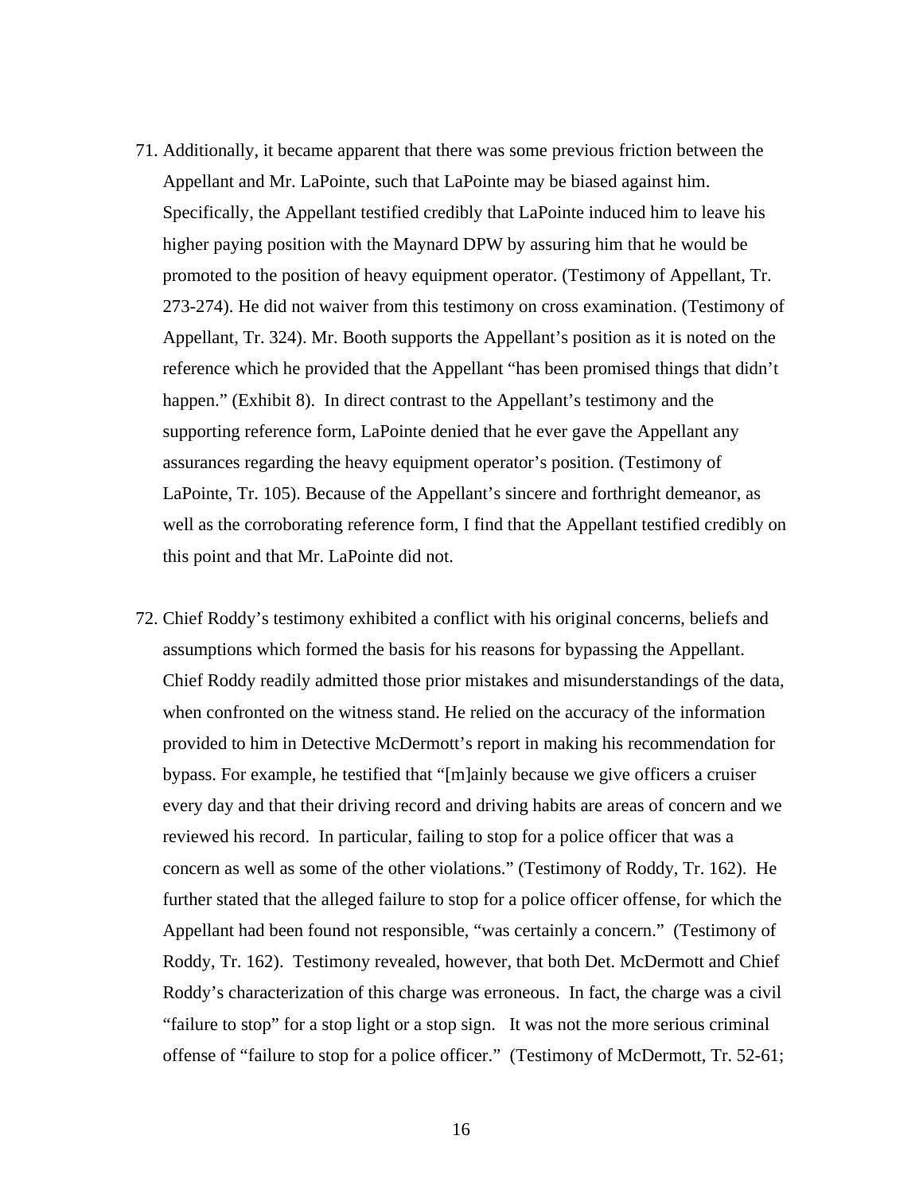71. Additionally, it became apparent that there was some previous friction between the Appellant and Mr. LaPointe, such that LaPointe may be biased against him. Specifically, the Appellant testified credibly that LaPointe induced him to leave his higher paying position with the Maynard DPW by assuring him that he would be promoted to the position of heavy equipment operator. (Testimony of Appellant, Tr. 273-274). He did not waiver from this testimony on cross examination. (Testimony of Appellant, Tr. 324). Mr. Booth supports the Appellant's position as it is noted on the reference which he provided that the Appellant "has been promised things that didn't happen." (Exhibit 8). In direct contrast to the Appellant's testimony and the supporting reference form, LaPointe denied that he ever gave the Appellant any assurances regarding the heavy equipment operator's position. (Testimony of LaPointe, Tr. 105). Because of the Appellant's sincere and forthright demeanor, as well as the corroborating reference form, I find that the Appellant testified credibly on this point and that Mr. LaPointe did not.

72. Chief Roddy's testimony exhibited a conflict with his original concerns, beliefs and assumptions which formed the basis for his reasons for bypassing the Appellant. Chief Roddy readily admitted those prior mistakes and misunderstandings of the data, when confronted on the witness stand. He relied on the accuracy of the information provided to him in Detective McDermott's report in making his recommendation for bypass. For example, he testified that "[m]ainly because we give officers a cruiser every day and that their driving record and driving habits are areas of concern and we reviewed his record. In particular, failing to stop for a police officer that was a concern as well as some of the other violations." (Testimony of Roddy, Tr. 162). He further stated that the alleged failure to stop for a police officer offense, for which the Appellant had been found not responsible, "was certainly a concern." (Testimony of Roddy, Tr. 162). Testimony revealed, however, that both Det. McDermott and Chief Roddy's characterization of this charge was erroneous. In fact, the charge was a civil "failure to stop" for a stop light or a stop sign. It was not the more serious criminal offense of "failure to stop for a police officer." (Testimony of McDermott, Tr. 52-61;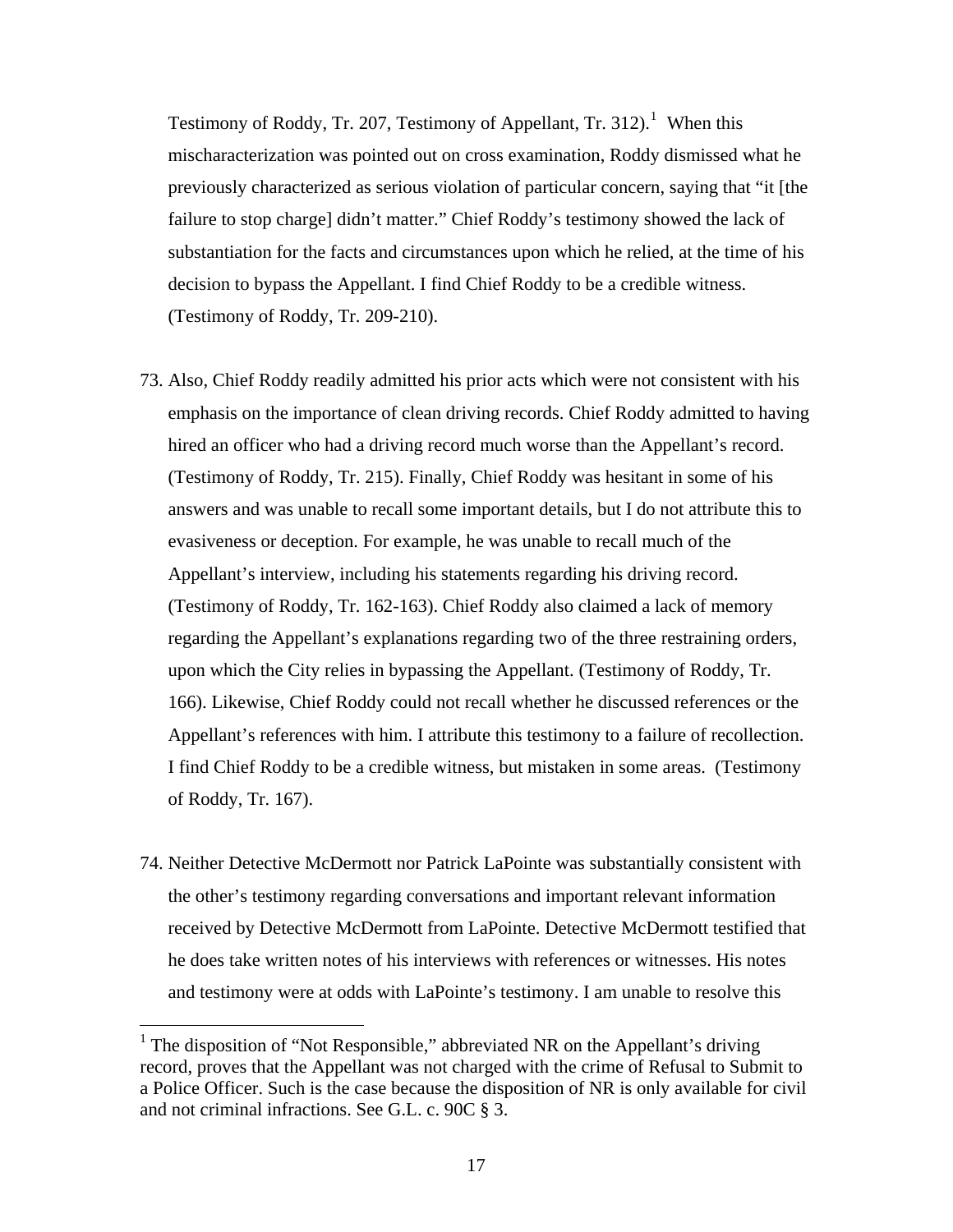Testimony of Roddy, Tr. 207, Testimony of Appellant, Tr. 312).[1] When this mischaracterization was pointed out on cross examination, Roddy dismissed what he previously characterized as serious violation of particular concern, saying that "it [the failure to stop charge] didn't matter." Chief Roddy's testimony showed the lack of substantiation for the facts and circumstances upon which he relied, at the time of his decision to bypass the Appellant. I find Chief Roddy to be a credible witness. (Testimony of Roddy, Tr. 209-210).

73. Also, Chief Roddy readily admitted his prior acts which were not consistent with his emphasis on the importance of clean driving records. Chief Roddy admitted to having hired an officer who had a driving record much worse than the Appellant's record. (Testimony of Roddy, Tr. 215). Finally, Chief Roddy was hesitant in some of his answers and was unable to recall some important details, but I do not attribute this to evasiveness or deception. For example, he was unable to recall much of the Appellant's interview, including his statements regarding his driving record. (Testimony of Roddy, Tr. 162-163). Chief Roddy also claimed a lack of memory regarding the Appellant's explanations regarding two of the three restraining orders, upon which the City relies in bypassing the Appellant. (Testimony of Roddy, Tr. 166). Likewise, Chief Roddy could not recall whether he discussed references or the Appellant's references with him. I attribute this testimony to a failure of recollection. I find Chief Roddy to be a credible witness, but mistaken in some areas. (Testimony of Roddy, Tr. 167).

74. Neither Detective McDermott nor Patrick LaPointe was substantially consistent with the other's testimony regarding conversations and important relevant information received by Detective McDermott from LaPointe. Detective McDermott testified that he does take written notes of his interviews with references or witnesses. His notes and testimony were at odds with LaPointe's testimony. I am unable to resolve this

---

[1] The disposition of "Not Responsible," abbreviated NR on the Appellant's driving record, proves that the Appellant was not charged with the crime of Refusal to Submit to a Police Officer. Such is the case because the disposition of NR is only available for civil and not criminal infractions. See G.L. c. 90C § 3.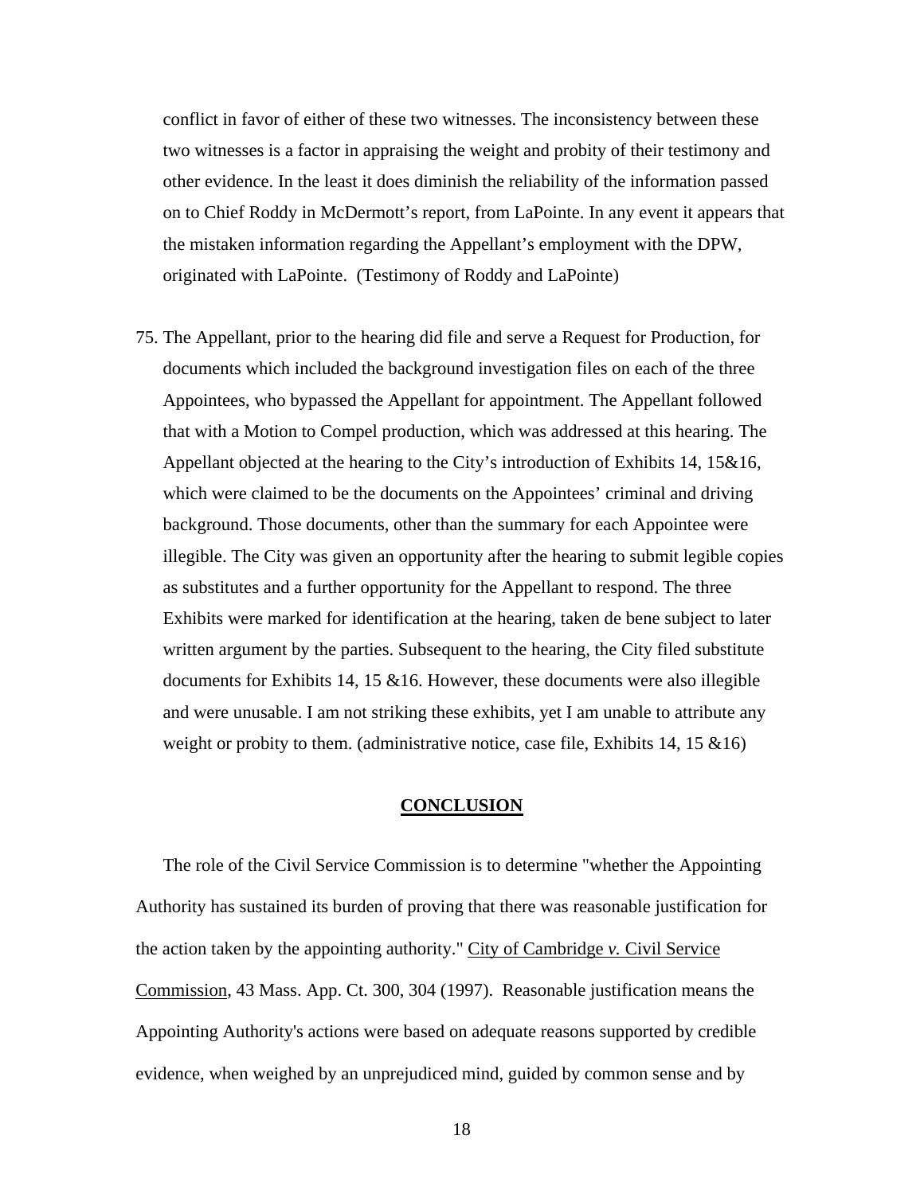conflict in favor of either of these two witnesses. The inconsistency between these two witnesses is a factor in appraising the weight and probity of their testimony and other evidence. In the least it does diminish the reliability of the information passed on to Chief Roddy in McDermott's report, from LaPointe. In any event it appears that the mistaken information regarding the Appellant's employment with the DPW, originated with LaPointe. (Testimony of Roddy and LaPointe)

75. The Appellant, prior to the hearing did file and serve a Request for Production, for documents which included the background investigation files on each of the three Appointees, who bypassed the Appellant for appointment. The Appellant followed that with a Motion to Compel production, which was addressed at this hearing. The Appellant objected at the hearing to the City's introduction of Exhibits 14, 15&16, which were claimed to be the documents on the Appointees' criminal and driving background. Those documents, other than the summary for each Appointee were illegible. The City was given an opportunity after the hearing to submit legible copies as substitutes and a further opportunity for the Appellant to respond. The three Exhibits were marked for identification at the hearing, taken de bene subject to later written argument by the parties. Subsequent to the hearing, the City filed substitute documents for Exhibits 14, 15 &16. However, these documents were also illegible and were unusable. I am not striking these exhibits, yet I am unable to attribute any weight or probity to them. (administrative notice, case file, Exhibits 14, 15 &16)

## **CONCLUSION**

The role of the Civil Service Commission is to determine "whether the Appointing Authority has sustained its burden of proving that there was reasonable justification for the action taken by the appointing authority." City of Cambridge *v.* Civil Service Commission, 43 Mass. App. Ct. 300, 304 (1997). Reasonable justification means the Appointing Authority's actions were based on adequate reasons supported by credible evidence, when weighed by an unprejudiced mind, guided by common sense and by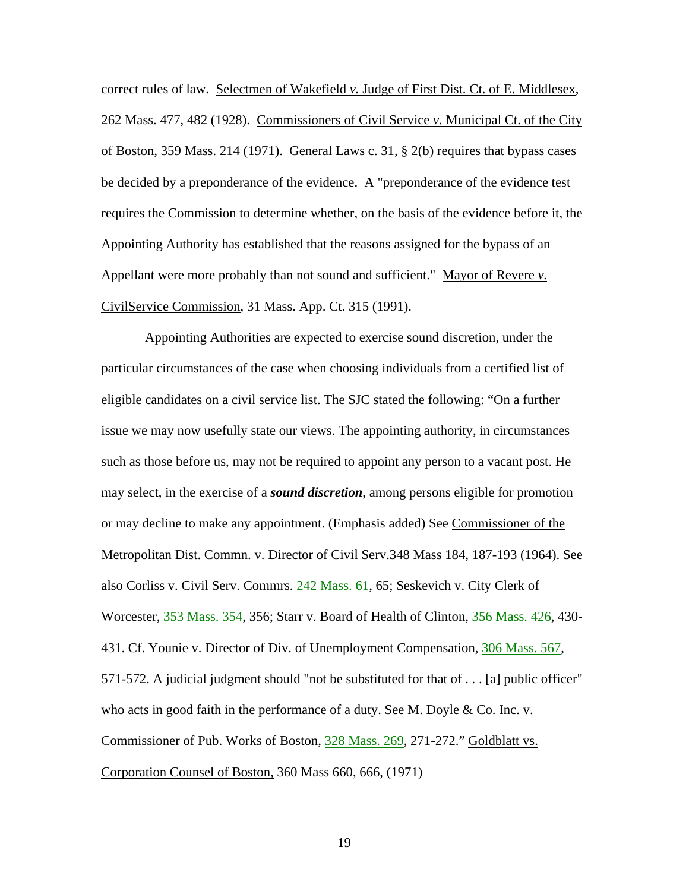correct rules of law. Selectmen of Wakefield *v.* Judge of First Dist. Ct. of E. Middlesex, 262 Mass. 477, 482 (1928). Commissioners of Civil Service *v.* Municipal Ct. of the City of Boston, 359 Mass. 214 (1971). General Laws c. 31, § 2(b) requires that bypass cases be decided by a preponderance of the evidence. A "preponderance of the evidence test requires the Commission to determine whether, on the basis of the evidence before it, the Appointing Authority has established that the reasons assigned for the bypass of an Appellant were more probably than not sound and sufficient." Mayor of Revere *v.* CivilService Commission, 31 Mass. App. Ct. 315 (1991).

Appointing Authorities are expected to exercise sound discretion, under the particular circumstances of the case when choosing individuals from a certified list of eligible candidates on a civil service list. The SJC stated the following: "On a further issue we may now usefully state our views. The appointing authority, in circumstances such as those before us, may not be required to appoint any person to a vacant post. He may select, in the exercise of a ***sound discretion***, among persons eligible for promotion or may decline to make any appointment. (Emphasis added) See Commissioner of the Metropolitan Dist. Commn. v. Director of Civil Serv.348 Mass 184, 187-193 (1964). See also Corliss v. Civil Serv. Commrs. 242 Mass. 61, 65; Seskevich v. City Clerk of Worcester, 353 Mass. 354, 356; Starr v. Board of Health of Clinton, 356 Mass. 426, 430-431. Cf. Younie v. Director of Div. of Unemployment Compensation, 306 Mass. 567, 571-572. A judicial judgment should "not be substituted for that of . . . [a] public officer" who acts in good faith in the performance of a duty. See M. Doyle & Co. Inc. v. Commissioner of Pub. Works of Boston, 328 Mass. 269, 271-272." Goldblatt vs. Corporation Counsel of Boston, 360 Mass 660, 666, (1971)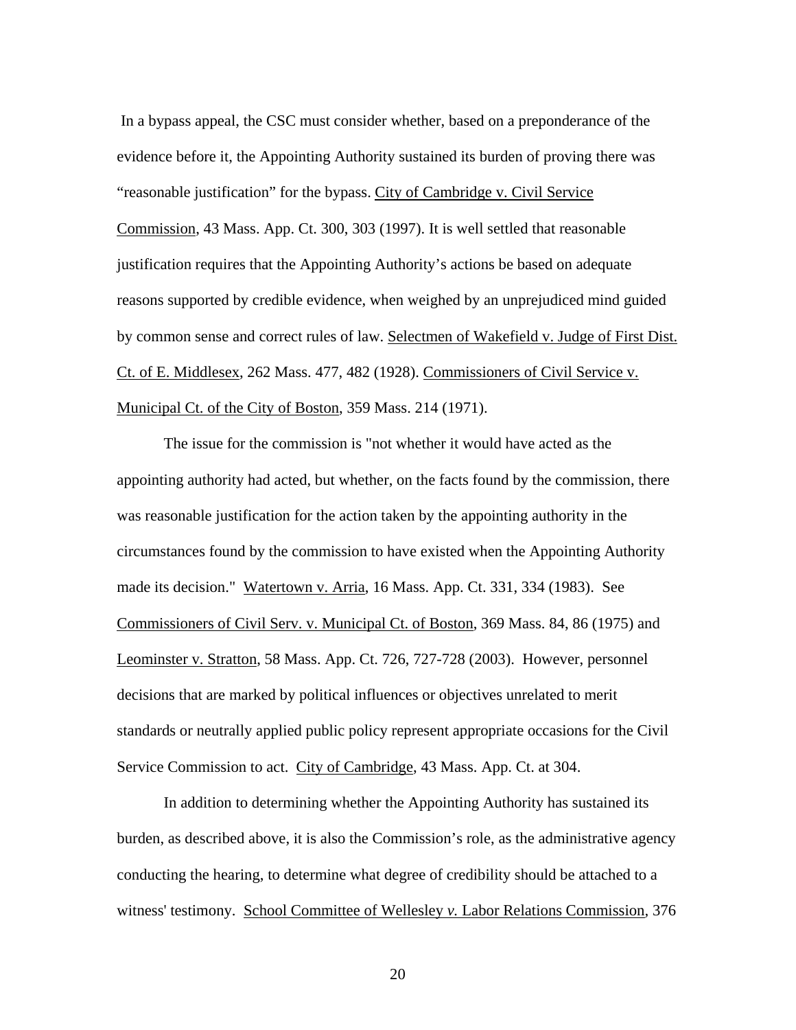In a bypass appeal, the CSC must consider whether, based on a preponderance of the evidence before it, the Appointing Authority sustained its burden of proving there was "reasonable justification" for the bypass. City of Cambridge v. Civil Service Commission, 43 Mass. App. Ct. 300, 303 (1997). It is well settled that reasonable justification requires that the Appointing Authority's actions be based on adequate reasons supported by credible evidence, when weighed by an unprejudiced mind guided by common sense and correct rules of law. Selectmen of Wakefield v. Judge of First Dist. Ct. of E. Middlesex, 262 Mass. 477, 482 (1928). Commissioners of Civil Service v. Municipal Ct. of the City of Boston, 359 Mass. 214 (1971).

The issue for the commission is "not whether it would have acted as the appointing authority had acted, but whether, on the facts found by the commission, there was reasonable justification for the action taken by the appointing authority in the circumstances found by the commission to have existed when the Appointing Authority made its decision." Watertown v. Arria, 16 Mass. App. Ct. 331, 334 (1983). See Commissioners of Civil Serv. v. Municipal Ct. of Boston, 369 Mass. 84, 86 (1975) and Leominster v. Stratton, 58 Mass. App. Ct. 726, 727-728 (2003). However, personnel decisions that are marked by political influences or objectives unrelated to merit standards or neutrally applied public policy represent appropriate occasions for the Civil Service Commission to act. City of Cambridge, 43 Mass. App. Ct. at 304.

In addition to determining whether the Appointing Authority has sustained its burden, as described above, it is also the Commission's role, as the administrative agency conducting the hearing, to determine what degree of credibility should be attached to a witness' testimony. School Committee of Wellesley *v.* Labor Relations Commission, 376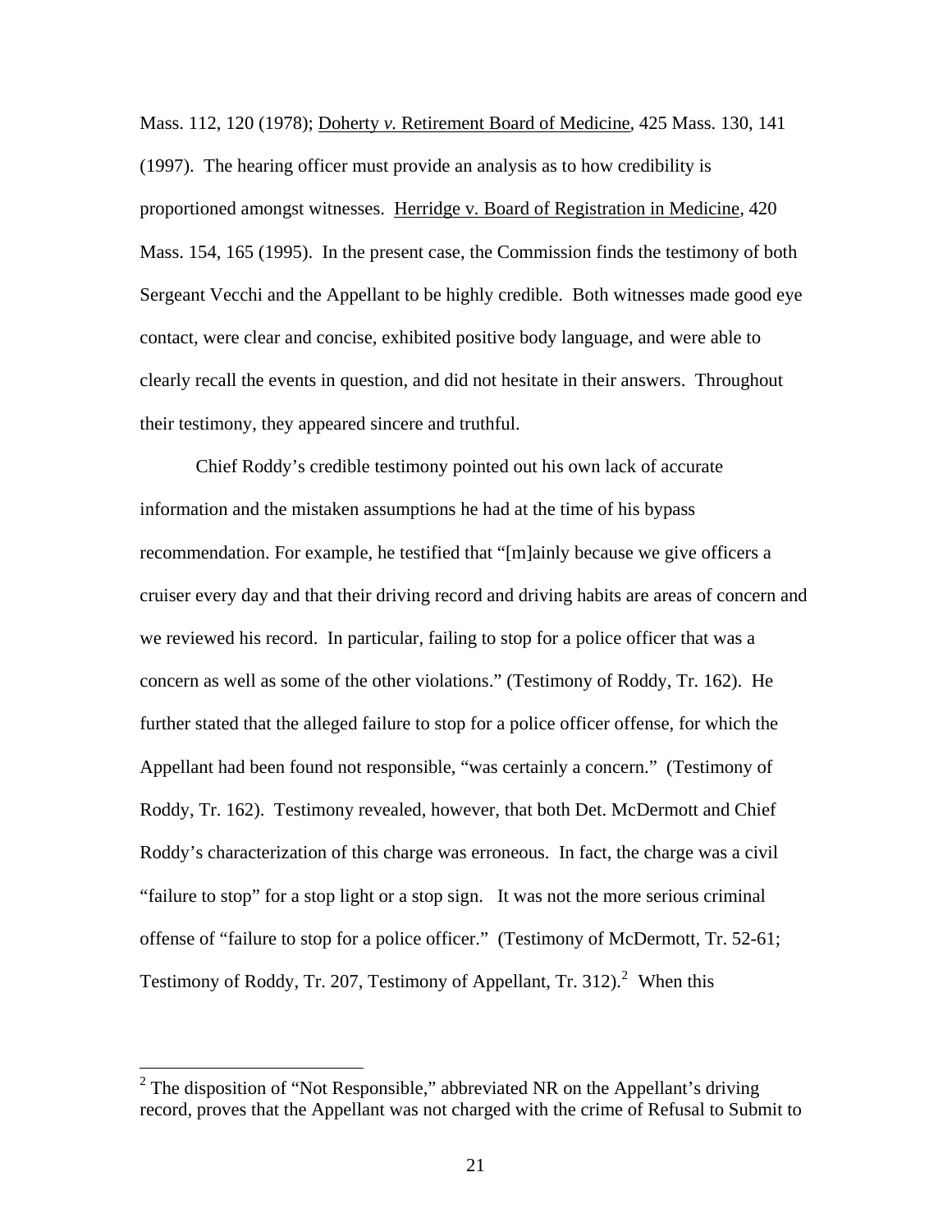Mass. 112, 120 (1978); Doherty *v.* Retirement Board of Medicine, 425 Mass. 130, 141 (1997). The hearing officer must provide an analysis as to how credibility is proportioned amongst witnesses. Herridge v. Board of Registration in Medicine, 420 Mass. 154, 165 (1995). In the present case, the Commission finds the testimony of both Sergeant Vecchi and the Appellant to be highly credible. Both witnesses made good eye contact, were clear and concise, exhibited positive body language, and were able to clearly recall the events in question, and did not hesitate in their answers. Throughout their testimony, they appeared sincere and truthful.

Chief Roddy's credible testimony pointed out his own lack of accurate information and the mistaken assumptions he had at the time of his bypass recommendation. For example, he testified that "[m]ainly because we give officers a cruiser every day and that their driving record and driving habits are areas of concern and we reviewed his record. In particular, failing to stop for a police officer that was a concern as well as some of the other violations." (Testimony of Roddy, Tr. 162). He further stated that the alleged failure to stop for a police officer offense, for which the Appellant had been found not responsible, "was certainly a concern." (Testimony of Roddy, Tr. 162). Testimony revealed, however, that both Det. McDermott and Chief Roddy's characterization of this charge was erroneous. In fact, the charge was a civil "failure to stop" for a stop light or a stop sign. It was not the more serious criminal offense of "failure to stop for a police officer." (Testimony of McDermott, Tr. 52-61; Testimony of Roddy, Tr. 207, Testimony of Appellant, Tr. 312).[2] When this

[2] The disposition of "Not Responsible," abbreviated NR on the Appellant's driving record, proves that the Appellant was not charged with the crime of Refusal to Submit to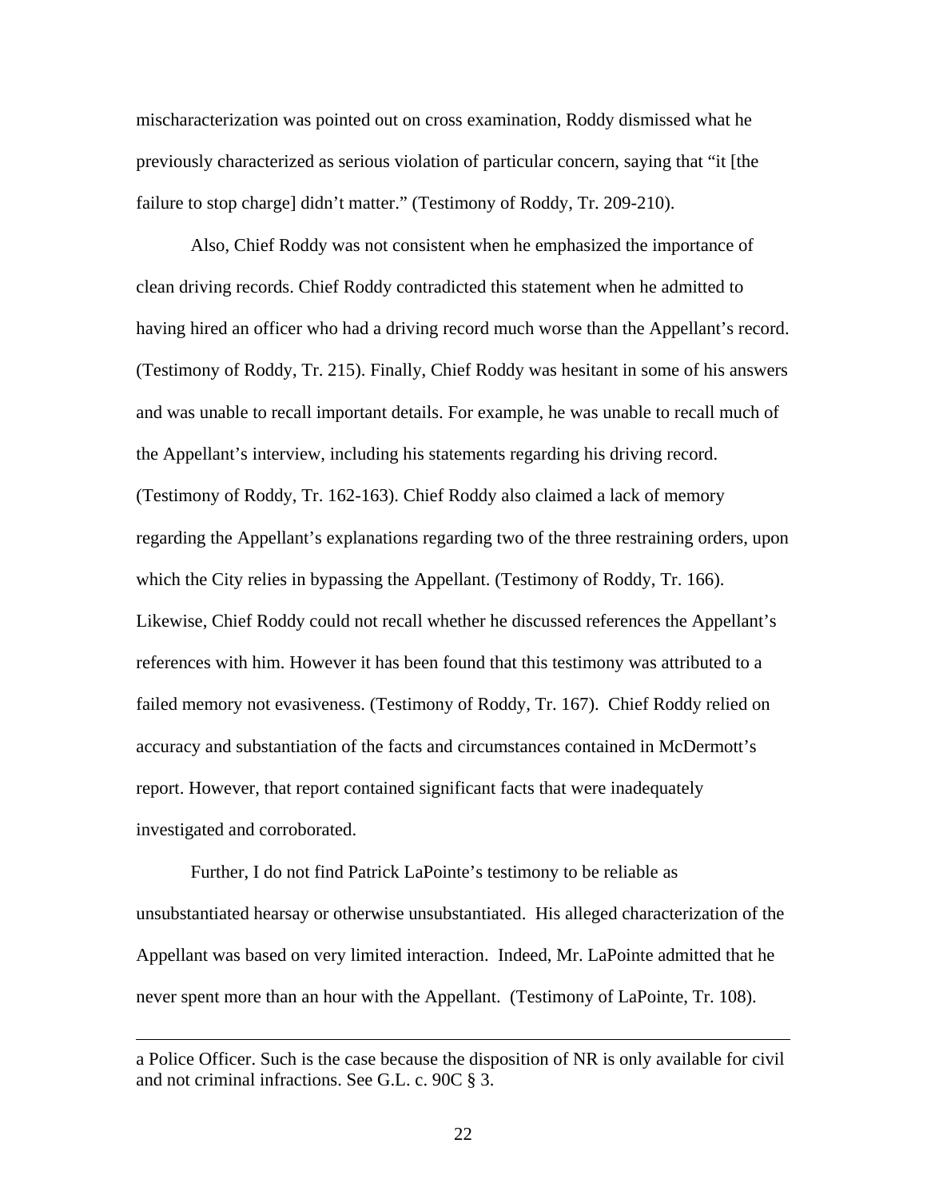mischaracterization was pointed out on cross examination, Roddy dismissed what he previously characterized as serious violation of particular concern, saying that "it [the failure to stop charge] didn't matter." (Testimony of Roddy, Tr. 209-210).

Also, Chief Roddy was not consistent when he emphasized the importance of clean driving records. Chief Roddy contradicted this statement when he admitted to having hired an officer who had a driving record much worse than the Appellant's record. (Testimony of Roddy, Tr. 215). Finally, Chief Roddy was hesitant in some of his answers and was unable to recall important details. For example, he was unable to recall much of the Appellant's interview, including his statements regarding his driving record. (Testimony of Roddy, Tr. 162-163). Chief Roddy also claimed a lack of memory regarding the Appellant's explanations regarding two of the three restraining orders, upon which the City relies in bypassing the Appellant. (Testimony of Roddy, Tr. 166). Likewise, Chief Roddy could not recall whether he discussed references the Appellant's references with him. However it has been found that this testimony was attributed to a failed memory not evasiveness. (Testimony of Roddy, Tr. 167). Chief Roddy relied on accuracy and substantiation of the facts and circumstances contained in McDermott's report. However, that report contained significant facts that were inadequately investigated and corroborated.

Further, I do not find Patrick LaPointe's testimony to be reliable as unsubstantiated hearsay or otherwise unsubstantiated. His alleged characterization of the Appellant was based on very limited interaction. Indeed, Mr. LaPointe admitted that he never spent more than an hour with the Appellant. (Testimony of LaPointe, Tr. 108).

---

a Police Officer. Such is the case because the disposition of NR is only available for civil and not criminal infractions. See G.L. c. 90C § 3.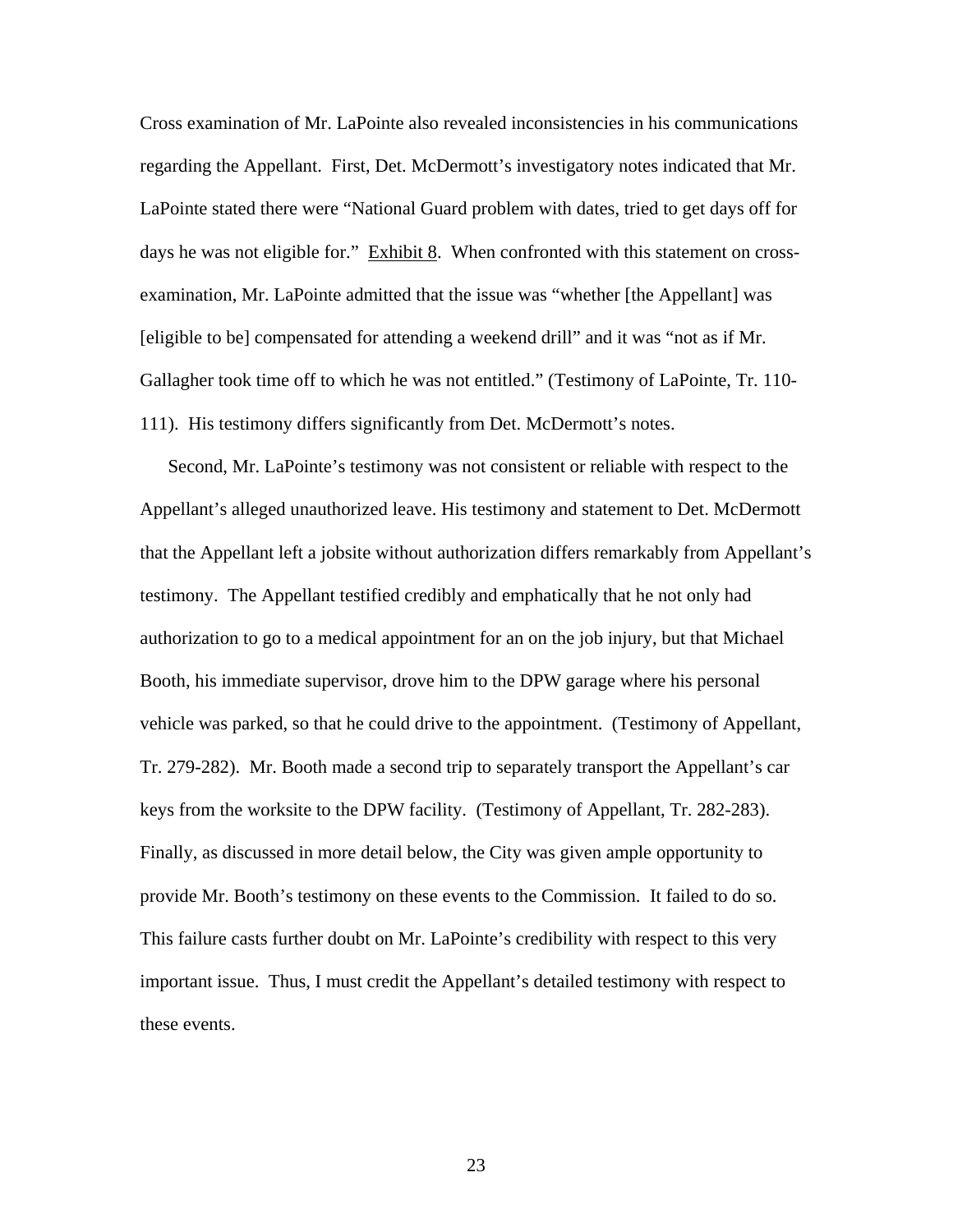Cross examination of Mr. LaPointe also revealed inconsistencies in his communications regarding the Appellant. First, Det. McDermott's investigatory notes indicated that Mr. LaPointe stated there were "National Guard problem with dates, tried to get days off for days he was not eligible for." Exhibit 8. When confronted with this statement on cross-examination, Mr. LaPointe admitted that the issue was "whether [the Appellant] was [eligible to be] compensated for attending a weekend drill" and it was "not as if Mr. Gallagher took time off to which he was not entitled." (Testimony of LaPointe, Tr. 110-111). His testimony differs significantly from Det. McDermott's notes.

Second, Mr. LaPointe's testimony was not consistent or reliable with respect to the Appellant's alleged unauthorized leave. His testimony and statement to Det. McDermott that the Appellant left a jobsite without authorization differs remarkably from Appellant's testimony. The Appellant testified credibly and emphatically that he not only had authorization to go to a medical appointment for an on the job injury, but that Michael Booth, his immediate supervisor, drove him to the DPW garage where his personal vehicle was parked, so that he could drive to the appointment. (Testimony of Appellant, Tr. 279-282). Mr. Booth made a second trip to separately transport the Appellant's car keys from the worksite to the DPW facility. (Testimony of Appellant, Tr. 282-283). Finally, as discussed in more detail below, the City was given ample opportunity to provide Mr. Booth's testimony on these events to the Commission. It failed to do so. This failure casts further doubt on Mr. LaPointe's credibility with respect to this very important issue. Thus, I must credit the Appellant's detailed testimony with respect to these events.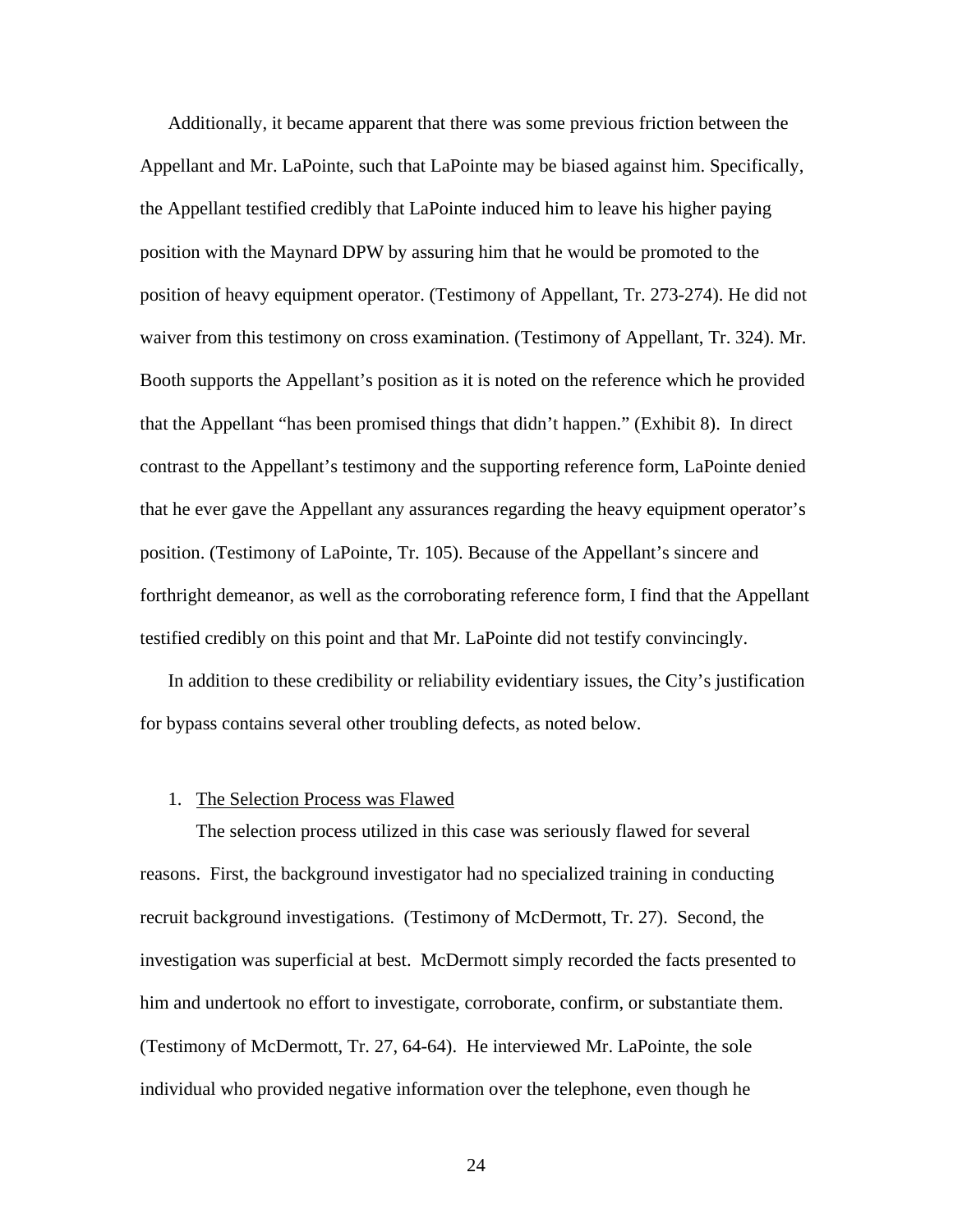Additionally, it became apparent that there was some previous friction between the Appellant and Mr. LaPointe, such that LaPointe may be biased against him. Specifically, the Appellant testified credibly that LaPointe induced him to leave his higher paying position with the Maynard DPW by assuring him that he would be promoted to the position of heavy equipment operator. (Testimony of Appellant, Tr. 273-274). He did not waiver from this testimony on cross examination. (Testimony of Appellant, Tr. 324). Mr. Booth supports the Appellant's position as it is noted on the reference which he provided that the Appellant "has been promised things that didn't happen." (Exhibit 8). In direct contrast to the Appellant's testimony and the supporting reference form, LaPointe denied that he ever gave the Appellant any assurances regarding the heavy equipment operator's position. (Testimony of LaPointe, Tr. 105). Because of the Appellant's sincere and forthright demeanor, as well as the corroborating reference form, I find that the Appellant testified credibly on this point and that Mr. LaPointe did not testify convincingly.

In addition to these credibility or reliability evidentiary issues, the City's justification for bypass contains several other troubling defects, as noted below.

1. <u>The Selection Process was Flawed</u>

The selection process utilized in this case was seriously flawed for several reasons. First, the background investigator had no specialized training in conducting recruit background investigations. (Testimony of McDermott, Tr. 27). Second, the investigation was superficial at best. McDermott simply recorded the facts presented to him and undertook no effort to investigate, corroborate, confirm, or substantiate them. (Testimony of McDermott, Tr. 27, 64-64). He interviewed Mr. LaPointe, the sole individual who provided negative information over the telephone, even though he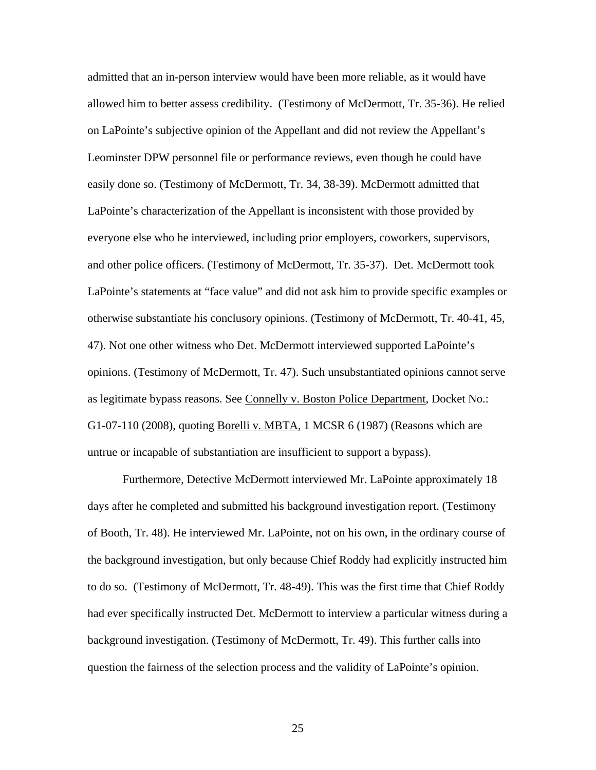admitted that an in-person interview would have been more reliable, as it would have allowed him to better assess credibility. (Testimony of McDermott, Tr. 35-36). He relied on LaPointe's subjective opinion of the Appellant and did not review the Appellant's Leominster DPW personnel file or performance reviews, even though he could have easily done so. (Testimony of McDermott, Tr. 34, 38-39). McDermott admitted that LaPointe's characterization of the Appellant is inconsistent with those provided by everyone else who he interviewed, including prior employers, coworkers, supervisors, and other police officers. (Testimony of McDermott, Tr. 35-37). Det. McDermott took LaPointe's statements at "face value" and did not ask him to provide specific examples or otherwise substantiate his conclusory opinions. (Testimony of McDermott, Tr. 40-41, 45, 47). Not one other witness who Det. McDermott interviewed supported LaPointe's opinions. (Testimony of McDermott, Tr. 47). Such unsubstantiated opinions cannot serve as legitimate bypass reasons. See <u>Connelly v. Boston Police Department</u>, Docket No.: G1-07-110 (2008), quoting <u>Borelli v. MBTA</u>, 1 MCSR 6 (1987) (Reasons which are untrue or incapable of substantiation are insufficient to support a bypass).

Furthermore, Detective McDermott interviewed Mr. LaPointe approximately 18 days after he completed and submitted his background investigation report. (Testimony of Booth, Tr. 48). He interviewed Mr. LaPointe, not on his own, in the ordinary course of the background investigation, but only because Chief Roddy had explicitly instructed him to do so. (Testimony of McDermott, Tr. 48-49). This was the first time that Chief Roddy had ever specifically instructed Det. McDermott to interview a particular witness during a background investigation. (Testimony of McDermott, Tr. 49). This further calls into question the fairness of the selection process and the validity of LaPointe's opinion.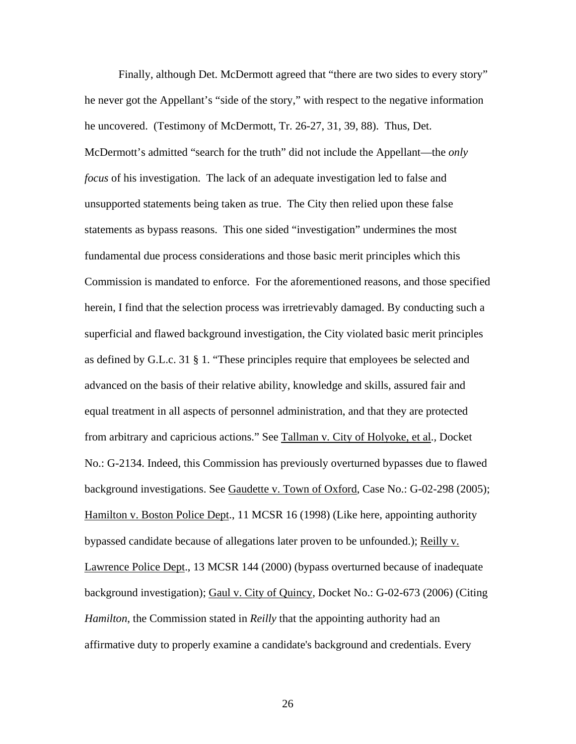Finally, although Det. McDermott agreed that "there are two sides to every story" he never got the Appellant's "side of the story," with respect to the negative information he uncovered. (Testimony of McDermott, Tr. 26-27, 31, 39, 88). Thus, Det. McDermott's admitted "search for the truth" did not include the Appellant—the *only focus* of his investigation. The lack of an adequate investigation led to false and unsupported statements being taken as true. The City then relied upon these false statements as bypass reasons. This one sided "investigation" undermines the most fundamental due process considerations and those basic merit principles which this Commission is mandated to enforce. For the aforementioned reasons, and those specified herein, I find that the selection process was irretrievably damaged. By conducting such a superficial and flawed background investigation, the City violated basic merit principles as defined by G.L.c. 31 § 1. "These principles require that employees be selected and advanced on the basis of their relative ability, knowledge and skills, assured fair and equal treatment in all aspects of personnel administration, and that they are protected from arbitrary and capricious actions." See Tallman v. City of Holyoke, et al., Docket No.: G-2134. Indeed, this Commission has previously overturned bypasses due to flawed background investigations. See Gaudette v. Town of Oxford, Case No.: G-02-298 (2005); Hamilton v. Boston Police Dept., 11 MCSR 16 (1998) (Like here, appointing authority bypassed candidate because of allegations later proven to be unfounded.); Reilly v. Lawrence Police Dept., 13 MCSR 144 (2000) (bypass overturned because of inadequate background investigation); Gaul v. City of Quincy, Docket No.: G-02-673 (2006) (Citing *Hamilton*, the Commission stated in *Reilly* that the appointing authority had an affirmative duty to properly examine a candidate's background and credentials. Every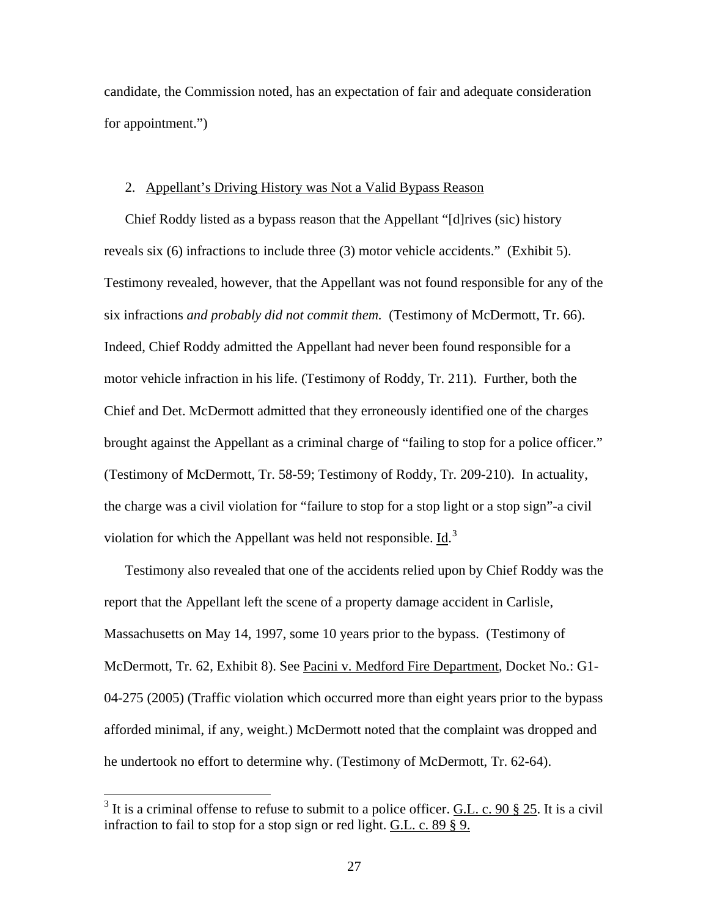candidate, the Commission noted, has an expectation of fair and adequate consideration for appointment.")

2. Appellant's Driving History was Not a Valid Bypass Reason

Chief Roddy listed as a bypass reason that the Appellant "[d]rives (sic) history reveals six (6) infractions to include three (3) motor vehicle accidents." (Exhibit 5). Testimony revealed, however, that the Appellant was not found responsible for any of the six infractions *and probably did not commit them.* (Testimony of McDermott, Tr. 66). Indeed, Chief Roddy admitted the Appellant had never been found responsible for a motor vehicle infraction in his life. (Testimony of Roddy, Tr. 211). Further, both the Chief and Det. McDermott admitted that they erroneously identified one of the charges brought against the Appellant as a criminal charge of "failing to stop for a police officer." (Testimony of McDermott, Tr. 58-59; Testimony of Roddy, Tr. 209-210). In actuality, the charge was a civil violation for "failure to stop for a stop light or a stop sign"-a civil violation for which the Appellant was held not responsible. Id.[3]

Testimony also revealed that one of the accidents relied upon by Chief Roddy was the report that the Appellant left the scene of a property damage accident in Carlisle, Massachusetts on May 14, 1997, some 10 years prior to the bypass. (Testimony of McDermott, Tr. 62, Exhibit 8). See Pacini v. Medford Fire Department, Docket No.: G1-04-275 (2005) (Traffic violation which occurred more than eight years prior to the bypass afforded minimal, if any, weight.) McDermott noted that the complaint was dropped and he undertook no effort to determine why. (Testimony of McDermott, Tr. 62-64).

[3] It is a criminal offense to refuse to submit to a police officer. G.L. c. 90 § 25. It is a civil infraction to fail to stop for a stop sign or red light. G.L. c. 89 § 9.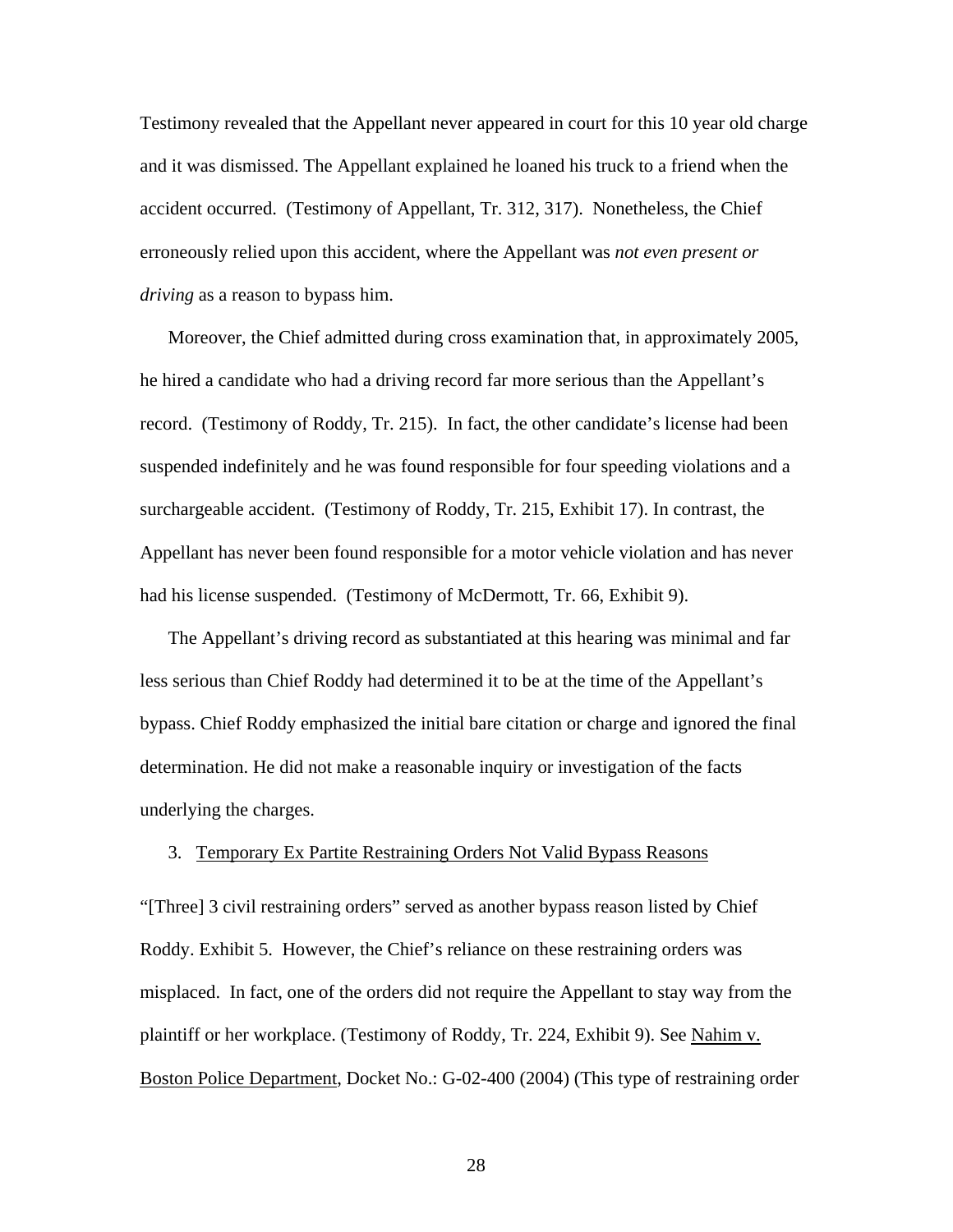Testimony revealed that the Appellant never appeared in court for this 10 year old charge and it was dismissed. The Appellant explained he loaned his truck to a friend when the accident occurred. (Testimony of Appellant, Tr. 312, 317). Nonetheless, the Chief erroneously relied upon this accident, where the Appellant was *not even present or driving* as a reason to bypass him.

Moreover, the Chief admitted during cross examination that, in approximately 2005, he hired a candidate who had a driving record far more serious than the Appellant's record. (Testimony of Roddy, Tr. 215). In fact, the other candidate's license had been suspended indefinitely and he was found responsible for four speeding violations and a surchargeable accident. (Testimony of Roddy, Tr. 215, Exhibit 17). In contrast, the Appellant has never been found responsible for a motor vehicle violation and has never had his license suspended. (Testimony of McDermott, Tr. 66, Exhibit 9).

The Appellant's driving record as substantiated at this hearing was minimal and far less serious than Chief Roddy had determined it to be at the time of the Appellant's bypass. Chief Roddy emphasized the initial bare citation or charge and ignored the final determination. He did not make a reasonable inquiry or investigation of the facts underlying the charges.

3. Temporary Ex Partite Restraining Orders Not Valid Bypass Reasons

"[Three] 3 civil restraining orders" served as another bypass reason listed by Chief Roddy. Exhibit 5. However, the Chief's reliance on these restraining orders was misplaced. In fact, one of the orders did not require the Appellant to stay way from the plaintiff or her workplace. (Testimony of Roddy, Tr. 224, Exhibit 9). See Nahim v. Boston Police Department, Docket No.: G-02-400 (2004) (This type of restraining order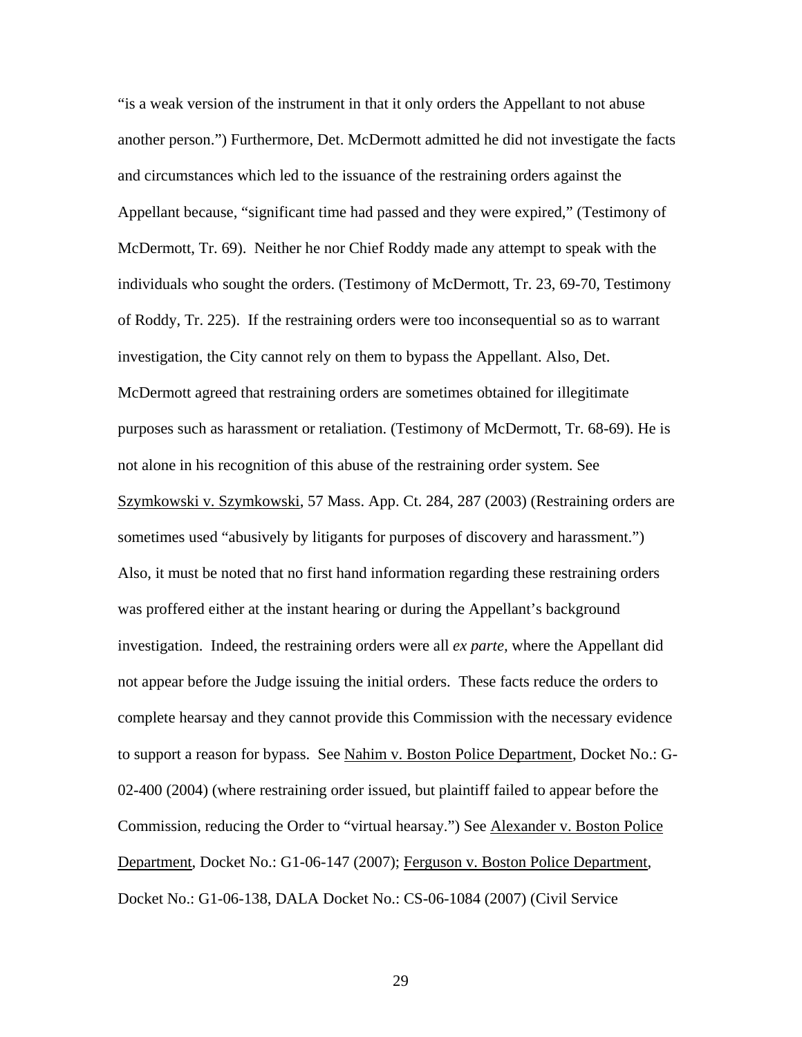"is a weak version of the instrument in that it only orders the Appellant to not abuse another person.") Furthermore, Det. McDermott admitted he did not investigate the facts and circumstances which led to the issuance of the restraining orders against the Appellant because, "significant time had passed and they were expired," (Testimony of McDermott, Tr. 69). Neither he nor Chief Roddy made any attempt to speak with the individuals who sought the orders. (Testimony of McDermott, Tr. 23, 69-70, Testimony of Roddy, Tr. 225). If the restraining orders were too inconsequential so as to warrant investigation, the City cannot rely on them to bypass the Appellant. Also, Det. McDermott agreed that restraining orders are sometimes obtained for illegitimate purposes such as harassment or retaliation. (Testimony of McDermott, Tr. 68-69). He is not alone in his recognition of this abuse of the restraining order system. See Szymkowski v. Szymkowski, 57 Mass. App. Ct. 284, 287 (2003) (Restraining orders are sometimes used "abusively by litigants for purposes of discovery and harassment.") Also, it must be noted that no first hand information regarding these restraining orders was proffered either at the instant hearing or during the Appellant's background investigation. Indeed, the restraining orders were all *ex parte,* where the Appellant did not appear before the Judge issuing the initial orders. These facts reduce the orders to complete hearsay and they cannot provide this Commission with the necessary evidence to support a reason for bypass. See Nahim v. Boston Police Department, Docket No.: G-02-400 (2004) (where restraining order issued, but plaintiff failed to appear before the Commission, reducing the Order to "virtual hearsay.") See Alexander v. Boston Police Department, Docket No.: G1-06-147 (2007); Ferguson v. Boston Police Department, Docket No.: G1-06-138, DALA Docket No.: CS-06-1084 (2007) (Civil Service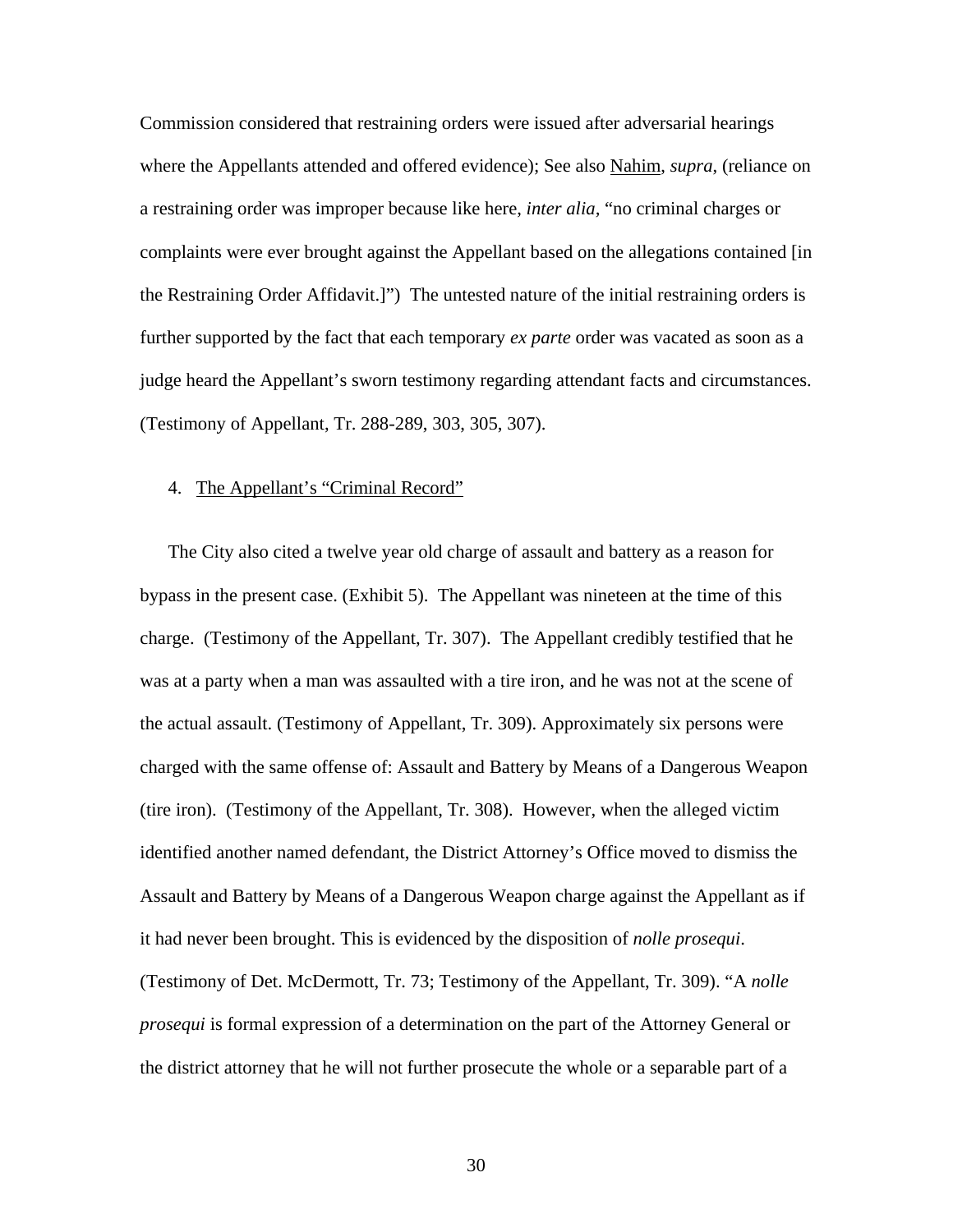Commission considered that restraining orders were issued after adversarial hearings where the Appellants attended and offered evidence); See also Nahim, *supra*, (reliance on a restraining order was improper because like here, *inter alia*, "no criminal charges or complaints were ever brought against the Appellant based on the allegations contained [in the Restraining Order Affidavit.]") The untested nature of the initial restraining orders is further supported by the fact that each temporary *ex parte* order was vacated as soon as a judge heard the Appellant's sworn testimony regarding attendant facts and circumstances. (Testimony of Appellant, Tr. 288-289, 303, 305, 307).

4. The Appellant's "Criminal Record"

The City also cited a twelve year old charge of assault and battery as a reason for bypass in the present case. (Exhibit 5). The Appellant was nineteen at the time of this charge. (Testimony of the Appellant, Tr. 307). The Appellant credibly testified that he was at a party when a man was assaulted with a tire iron, and he was not at the scene of the actual assault. (Testimony of Appellant, Tr. 309). Approximately six persons were charged with the same offense of: Assault and Battery by Means of a Dangerous Weapon (tire iron). (Testimony of the Appellant, Tr. 308). However, when the alleged victim identified another named defendant, the District Attorney's Office moved to dismiss the Assault and Battery by Means of a Dangerous Weapon charge against the Appellant as if it had never been brought. This is evidenced by the disposition of *nolle prosequi*. (Testimony of Det. McDermott, Tr. 73; Testimony of the Appellant, Tr. 309). "A *nolle prosequi* is formal expression of a determination on the part of the Attorney General or the district attorney that he will not further prosecute the whole or a separable part of a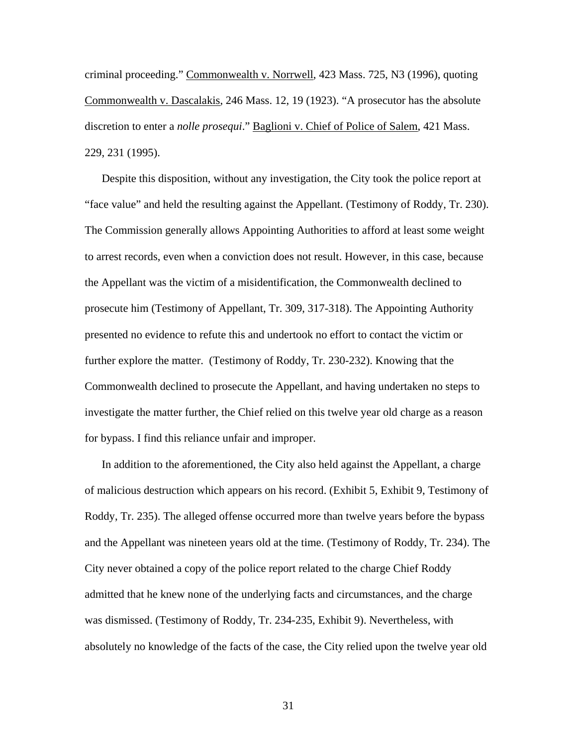criminal proceeding." Commonwealth v. Norrwell, 423 Mass. 725, N3 (1996), quoting Commonwealth v. Dascalakis, 246 Mass. 12, 19 (1923). "A prosecutor has the absolute discretion to enter a *nolle prosequi*." Baglioni v. Chief of Police of Salem, 421 Mass. 229, 231 (1995).

Despite this disposition, without any investigation, the City took the police report at "face value" and held the resulting against the Appellant. (Testimony of Roddy, Tr. 230). The Commission generally allows Appointing Authorities to afford at least some weight to arrest records, even when a conviction does not result. However, in this case, because the Appellant was the victim of a misidentification, the Commonwealth declined to prosecute him (Testimony of Appellant, Tr. 309, 317-318). The Appointing Authority presented no evidence to refute this and undertook no effort to contact the victim or further explore the matter. (Testimony of Roddy, Tr. 230-232). Knowing that the Commonwealth declined to prosecute the Appellant, and having undertaken no steps to investigate the matter further, the Chief relied on this twelve year old charge as a reason for bypass. I find this reliance unfair and improper.

In addition to the aforementioned, the City also held against the Appellant, a charge of malicious destruction which appears on his record. (Exhibit 5, Exhibit 9, Testimony of Roddy, Tr. 235). The alleged offense occurred more than twelve years before the bypass and the Appellant was nineteen years old at the time. (Testimony of Roddy, Tr. 234). The City never obtained a copy of the police report related to the charge Chief Roddy admitted that he knew none of the underlying facts and circumstances, and the charge was dismissed. (Testimony of Roddy, Tr. 234-235, Exhibit 9). Nevertheless, with absolutely no knowledge of the facts of the case, the City relied upon the twelve year old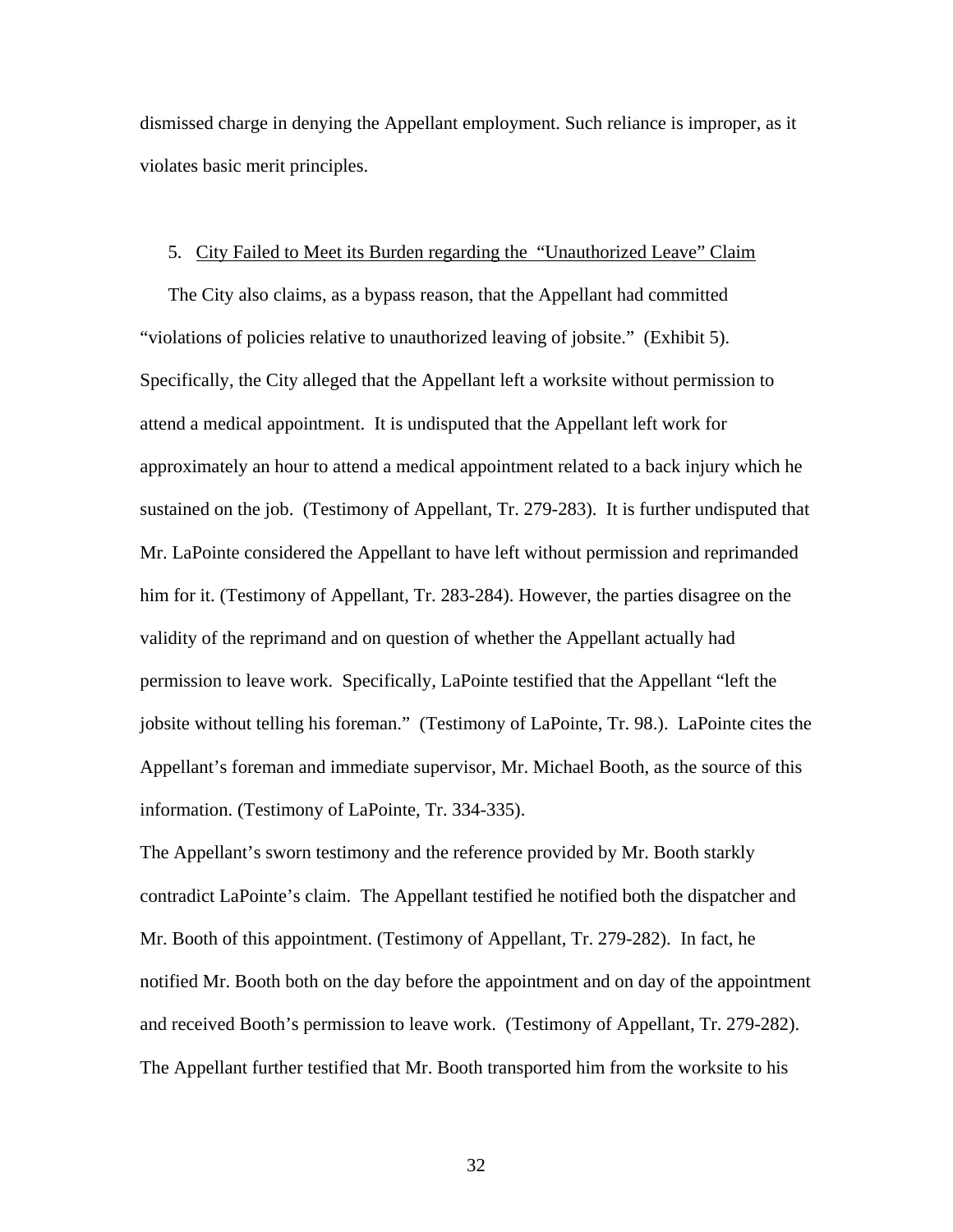dismissed charge in denying the Appellant employment. Such reliance is improper, as it violates basic merit principles.

5. <u>City Failed to Meet its Burden regarding the "Unauthorized Leave" Claim</u>

The City also claims, as a bypass reason, that the Appellant had committed "violations of policies relative to unauthorized leaving of jobsite." (Exhibit 5). Specifically, the City alleged that the Appellant left a worksite without permission to attend a medical appointment. It is undisputed that the Appellant left work for approximately an hour to attend a medical appointment related to a back injury which he sustained on the job. (Testimony of Appellant, Tr. 279-283). It is further undisputed that Mr. LaPointe considered the Appellant to have left without permission and reprimanded him for it. (Testimony of Appellant, Tr. 283-284). However, the parties disagree on the validity of the reprimand and on question of whether the Appellant actually had permission to leave work. Specifically, LaPointe testified that the Appellant "left the jobsite without telling his foreman." (Testimony of LaPointe, Tr. 98.). LaPointe cites the Appellant's foreman and immediate supervisor, Mr. Michael Booth, as the source of this information. (Testimony of LaPointe, Tr. 334-335).

The Appellant's sworn testimony and the reference provided by Mr. Booth starkly contradict LaPointe's claim. The Appellant testified he notified both the dispatcher and Mr. Booth of this appointment. (Testimony of Appellant, Tr. 279-282). In fact, he notified Mr. Booth both on the day before the appointment and on day of the appointment and received Booth's permission to leave work. (Testimony of Appellant, Tr. 279-282). The Appellant further testified that Mr. Booth transported him from the worksite to his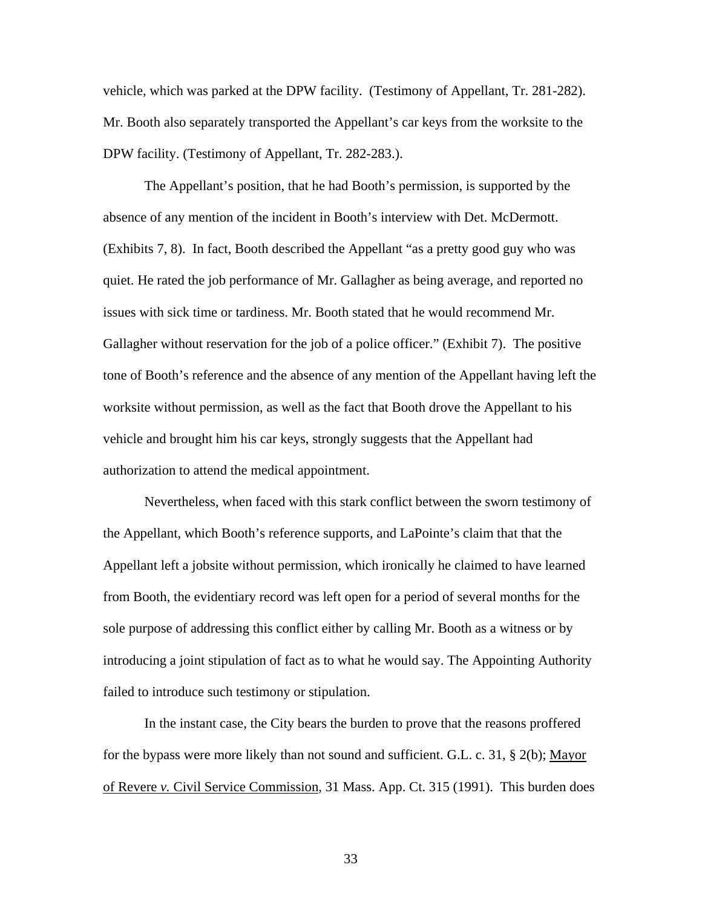vehicle, which was parked at the DPW facility. (Testimony of Appellant, Tr. 281-282). Mr. Booth also separately transported the Appellant's car keys from the worksite to the DPW facility. (Testimony of Appellant, Tr. 282-283.).

The Appellant's position, that he had Booth's permission, is supported by the absence of any mention of the incident in Booth's interview with Det. McDermott. (Exhibits 7, 8). In fact, Booth described the Appellant "as a pretty good guy who was quiet. He rated the job performance of Mr. Gallagher as being average, and reported no issues with sick time or tardiness. Mr. Booth stated that he would recommend Mr. Gallagher without reservation for the job of a police officer." (Exhibit 7). The positive tone of Booth's reference and the absence of any mention of the Appellant having left the worksite without permission, as well as the fact that Booth drove the Appellant to his vehicle and brought him his car keys, strongly suggests that the Appellant had authorization to attend the medical appointment.

Nevertheless, when faced with this stark conflict between the sworn testimony of the Appellant, which Booth's reference supports, and LaPointe's claim that that the Appellant left a jobsite without permission, which ironically he claimed to have learned from Booth, the evidentiary record was left open for a period of several months for the sole purpose of addressing this conflict either by calling Mr. Booth as a witness or by introducing a joint stipulation of fact as to what he would say. The Appointing Authority failed to introduce such testimony or stipulation.

In the instant case, the City bears the burden to prove that the reasons proffered for the bypass were more likely than not sound and sufficient. G.L. c. 31, § 2(b); Mayor of Revere *v.* Civil Service Commission, 31 Mass. App. Ct. 315 (1991). This burden does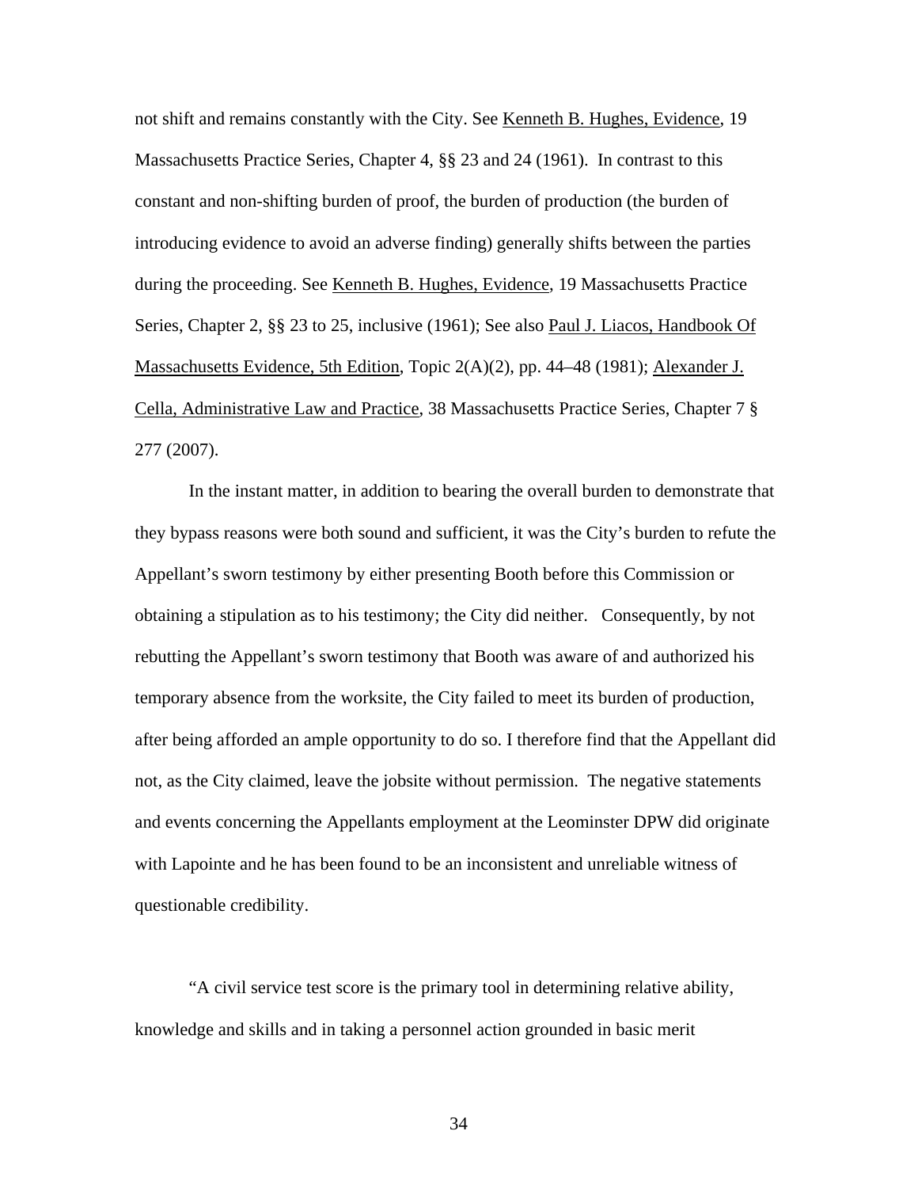not shift and remains constantly with the City. See Kenneth B. Hughes, Evidence, 19 Massachusetts Practice Series, Chapter 4, §§ 23 and 24 (1961). In contrast to this constant and non-shifting burden of proof, the burden of production (the burden of introducing evidence to avoid an adverse finding) generally shifts between the parties during the proceeding. See Kenneth B. Hughes, Evidence, 19 Massachusetts Practice Series, Chapter 2, §§ 23 to 25, inclusive (1961); See also Paul J. Liacos, Handbook Of Massachusetts Evidence, 5th Edition, Topic 2(A)(2), pp. 44–48 (1981); Alexander J. Cella, Administrative Law and Practice, 38 Massachusetts Practice Series, Chapter 7 § 277 (2007).

In the instant matter, in addition to bearing the overall burden to demonstrate that they bypass reasons were both sound and sufficient, it was the City's burden to refute the Appellant's sworn testimony by either presenting Booth before this Commission or obtaining a stipulation as to his testimony; the City did neither. Consequently, by not rebutting the Appellant's sworn testimony that Booth was aware of and authorized his temporary absence from the worksite, the City failed to meet its burden of production, after being afforded an ample opportunity to do so. I therefore find that the Appellant did not, as the City claimed, leave the jobsite without permission. The negative statements and events concerning the Appellants employment at the Leominster DPW did originate with Lapointe and he has been found to be an inconsistent and unreliable witness of questionable credibility.

"A civil service test score is the primary tool in determining relative ability, knowledge and skills and in taking a personnel action grounded in basic merit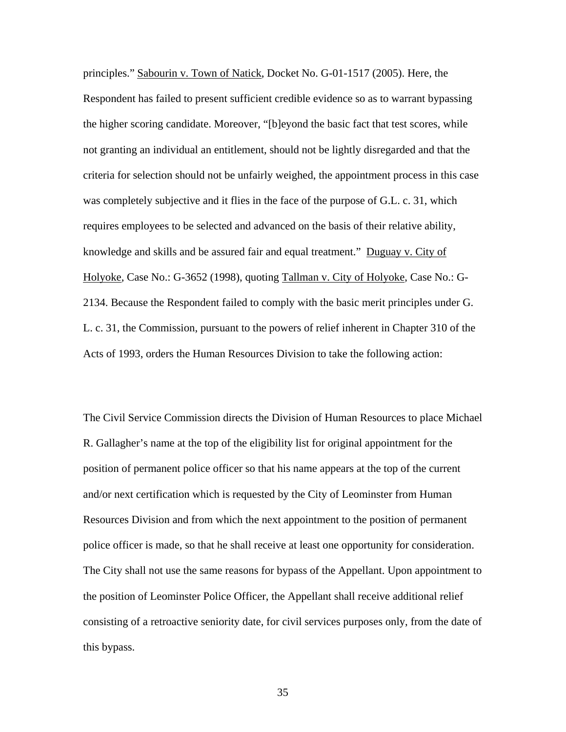principles." Sabourin v. Town of Natick, Docket No. G-01-1517 (2005). Here, the Respondent has failed to present sufficient credible evidence so as to warrant bypassing the higher scoring candidate. Moreover, "[b]eyond the basic fact that test scores, while not granting an individual an entitlement, should not be lightly disregarded and that the criteria for selection should not be unfairly weighed, the appointment process in this case was completely subjective and it flies in the face of the purpose of G.L. c. 31, which requires employees to be selected and advanced on the basis of their relative ability, knowledge and skills and be assured fair and equal treatment." Duguay v. City of Holyoke, Case No.: G-3652 (1998), quoting Tallman v. City of Holyoke, Case No.: G-2134. Because the Respondent failed to comply with the basic merit principles under G. L. c. 31, the Commission, pursuant to the powers of relief inherent in Chapter 310 of the Acts of 1993, orders the Human Resources Division to take the following action:

The Civil Service Commission directs the Division of Human Resources to place Michael R. Gallagher's name at the top of the eligibility list for original appointment for the position of permanent police officer so that his name appears at the top of the current and/or next certification which is requested by the City of Leominster from Human Resources Division and from which the next appointment to the position of permanent police officer is made, so that he shall receive at least one opportunity for consideration. The City shall not use the same reasons for bypass of the Appellant. Upon appointment to the position of Leominster Police Officer, the Appellant shall receive additional relief consisting of a retroactive seniority date, for civil services purposes only, from the date of this bypass.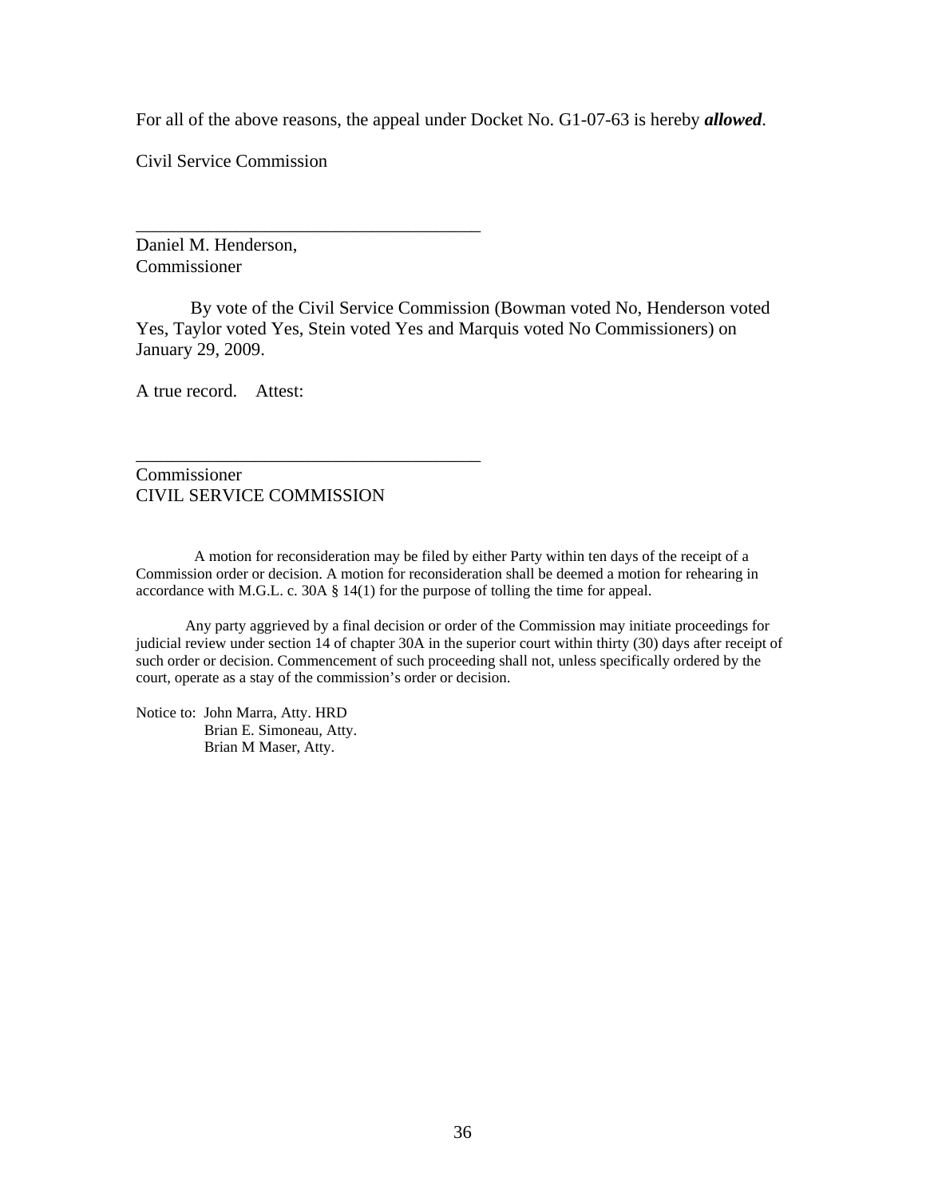For all of the above reasons, the appeal under Docket No. G1-07-63 is hereby ***allowed***.

Civil Service Commission

\_\_\_\_\_\_\_\_\_\_\_\_\_\_\_\_\_\_\_\_\_\_\_\_\_\_\_\_\_\_\_\_\_\_\_\_\_\_\_

Daniel M. Henderson,
Commissioner

By vote of the Civil Service Commission (Bowman voted No, Henderson voted Yes, Taylor voted Yes, Stein voted Yes and Marquis voted No Commissioners) on January 29, 2009.

A true record. Attest:

\_\_\_\_\_\_\_\_\_\_\_\_\_\_\_\_\_\_\_\_\_\_\_\_\_\_\_\_\_\_\_\_\_\_\_\_\_\_\_

Commissioner
CIVIL SERVICE COMMISSION

A motion for reconsideration may be filed by either Party within ten days of the receipt of a Commission order or decision. A motion for reconsideration shall be deemed a motion for rehearing in accordance with M.G.L. c. 30A § 14(1) for the purpose of tolling the time for appeal.

Any party aggrieved by a final decision or order of the Commission may initiate proceedings for judicial review under section 14 of chapter 30A in the superior court within thirty (30) days after receipt of such order or decision. Commencement of such proceeding shall not, unless specifically ordered by the court, operate as a stay of the commission's order or decision.

Notice to: John Marra, Atty. HRD
Brian E. Simoneau, Atty.
Brian M Maser, Atty.